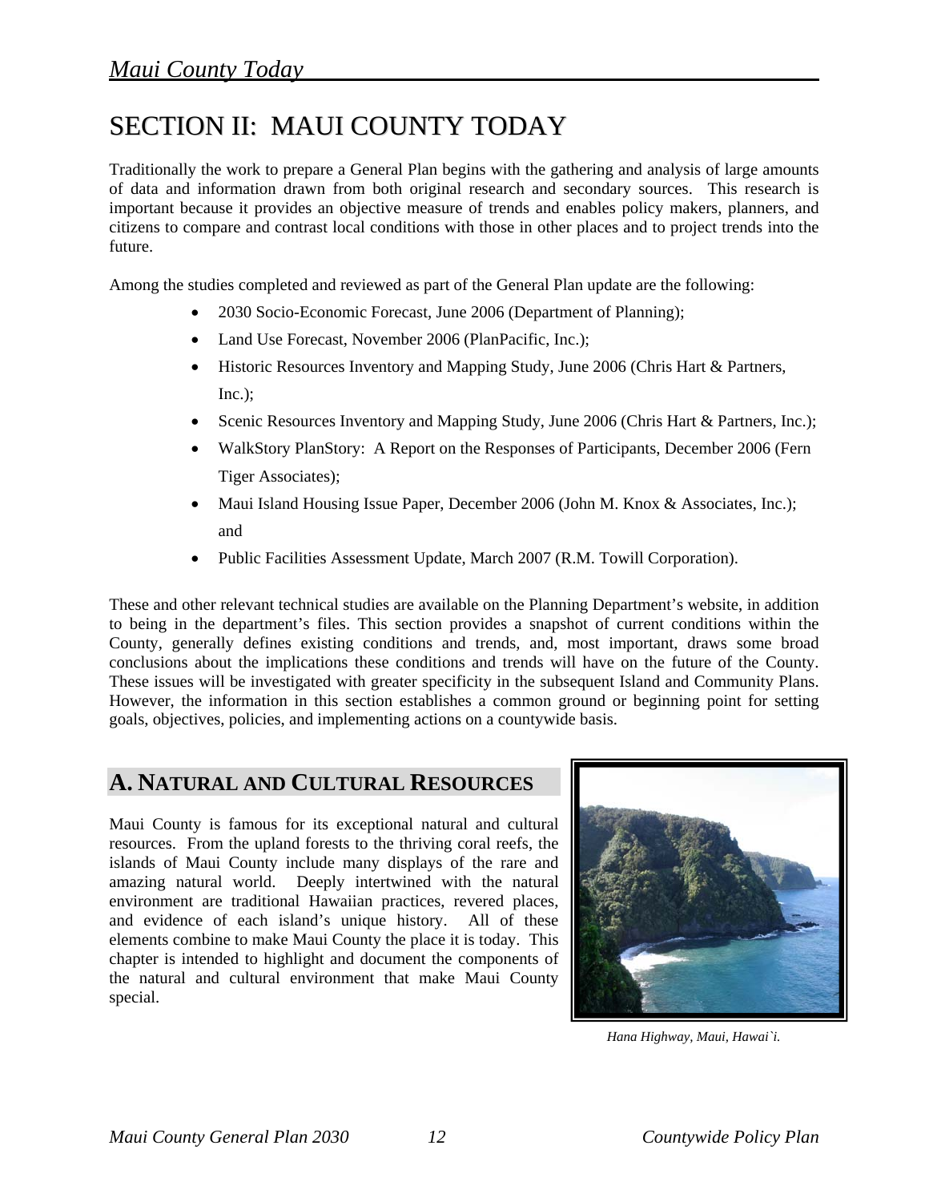# SECTION II: MAUI COUNTY TODAY

Traditionally the work to prepare a General Plan begins with the gathering and analysis of large amounts of data and information drawn from both original research and secondary sources. This research is important because it provides an objective measure of trends and enables policy makers, planners, and citizens to compare and contrast local conditions with those in other places and to project trends into the future.

Among the studies completed and reviewed as part of the General Plan update are the following:

- 2030 Socio-Economic Forecast, June 2006 (Department of Planning);
- Land Use Forecast, November 2006 (PlanPacific, Inc.);
- Historic Resources Inventory and Mapping Study, June 2006 (Chris Hart & Partners, Inc.);
- Scenic Resources Inventory and Mapping Study, June 2006 (Chris Hart & Partners, Inc.);
- WalkStory PlanStory: A Report on the Responses of Participants, December 2006 (Fern Tiger Associates);
- Maui Island Housing Issue Paper, December 2006 (John M. Knox & Associates, Inc.); and
- Public Facilities Assessment Update, March 2007 (R.M. Towill Corporation).

These and other relevant technical studies are available on the Planning Department's website, in addition to being in the department's files. This section provides a snapshot of current conditions within the County, generally defines existing conditions and trends, and, most important, draws some broad conclusions about the implications these conditions and trends will have on the future of the County. These issues will be investigated with greater specificity in the subsequent Island and Community Plans. However, the information in this section establishes a common ground or beginning point for setting goals, objectives, policies, and implementing actions on a countywide basis.

## A. NATURAL AND CULTURAL RESOURCES

Maui County is famous for its exceptional natural and cultural resources. From the upland forests to the thriving coral reefs, the islands of Maui County include many displays of the rare and amazing natural world. Deeply intertwined with the natural environment are traditional Hawaiian practices, revered places, and evidence of each island's unique history. All of these elements combine to make Maui County the place it is today. This chapter is intended to highlight and document the components of the natural and cultural environment that make Maui County special.

*Hana Highway, Maui, Hawai`i.*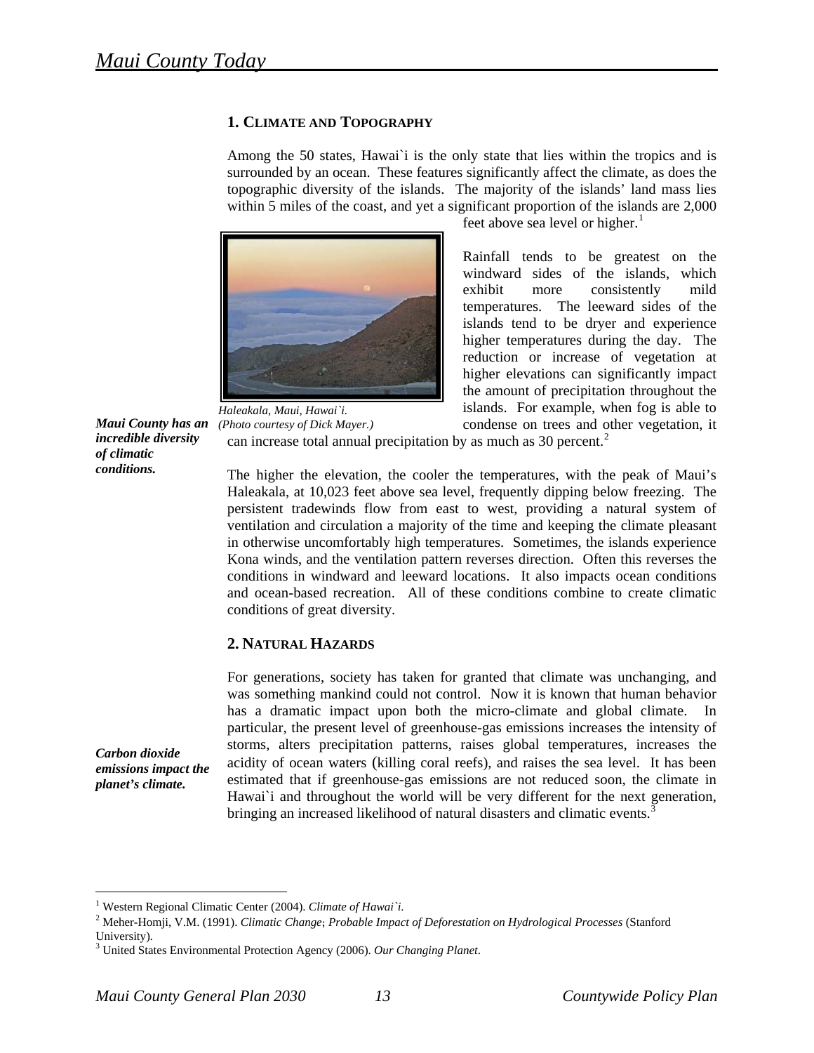## 1. Climate and Topography

Among the 50 states, Hawai`i is the only state that lies within the tropics and is surrounded by an ocean. These features significantly affect the climate, as does the topographic diversity of the islands. The majority of the islands' land mass lies within 5 miles of the coast, and yet a significant proportion of the islands are 2,000 feet above sea level or higher.[1]

*Haleakala, Maui, Hawai`i.*
*(Photo courtesy of Dick Mayer.)*

***Maui County has an incredible diversity of climatic conditions.***

Rainfall tends to be greatest on the windward sides of the islands, which exhibit more consistently mild temperatures. The leeward sides of the islands tend to be dryer and experience higher temperatures during the day. The reduction or increase of vegetation at higher elevations can significantly impact the amount of precipitation throughout the islands. For example, when fog is able to condense on trees and other vegetation, it can increase total annual precipitation by as much as 30 percent.[2]

The higher the elevation, the cooler the temperatures, with the peak of Maui's Haleakala, at 10,023 feet above sea level, frequently dipping below freezing. The persistent tradewinds flow from east to west, providing a natural system of ventilation and circulation a majority of the time and keeping the climate pleasant in otherwise uncomfortably high temperatures. Sometimes, the islands experience Kona winds, and the ventilation pattern reverses direction. Often this reverses the conditions in windward and leeward locations. It also impacts ocean conditions and ocean-based recreation. All of these conditions combine to create climatic conditions of great diversity.

## 2. Natural Hazards

***Carbon dioxide emissions impact the planet's climate.***

For generations, society has taken for granted that climate was unchanging, and was something mankind could not control. Now it is known that human behavior has a dramatic impact upon both the micro-climate and global climate. In particular, the present level of greenhouse-gas emissions increases the intensity of storms, alters precipitation patterns, raises global temperatures, increases the acidity of ocean waters (killing coral reefs), and raises the sea level. It has been estimated that if greenhouse-gas emissions are not reduced soon, the climate in Hawai`i and throughout the world will be very different for the next generation, bringing an increased likelihood of natural disasters and climatic events.[3]

---

[1] Western Regional Climatic Center (2004). *Climate of Hawai`i*.

[2] Meher-Homji, V.M. (1991). *Climatic Change*; *Probable Impact of Deforestation on Hydrological Processes* (Stanford University).

[3] United States Environmental Protection Agency (2006). *Our Changing Planet*.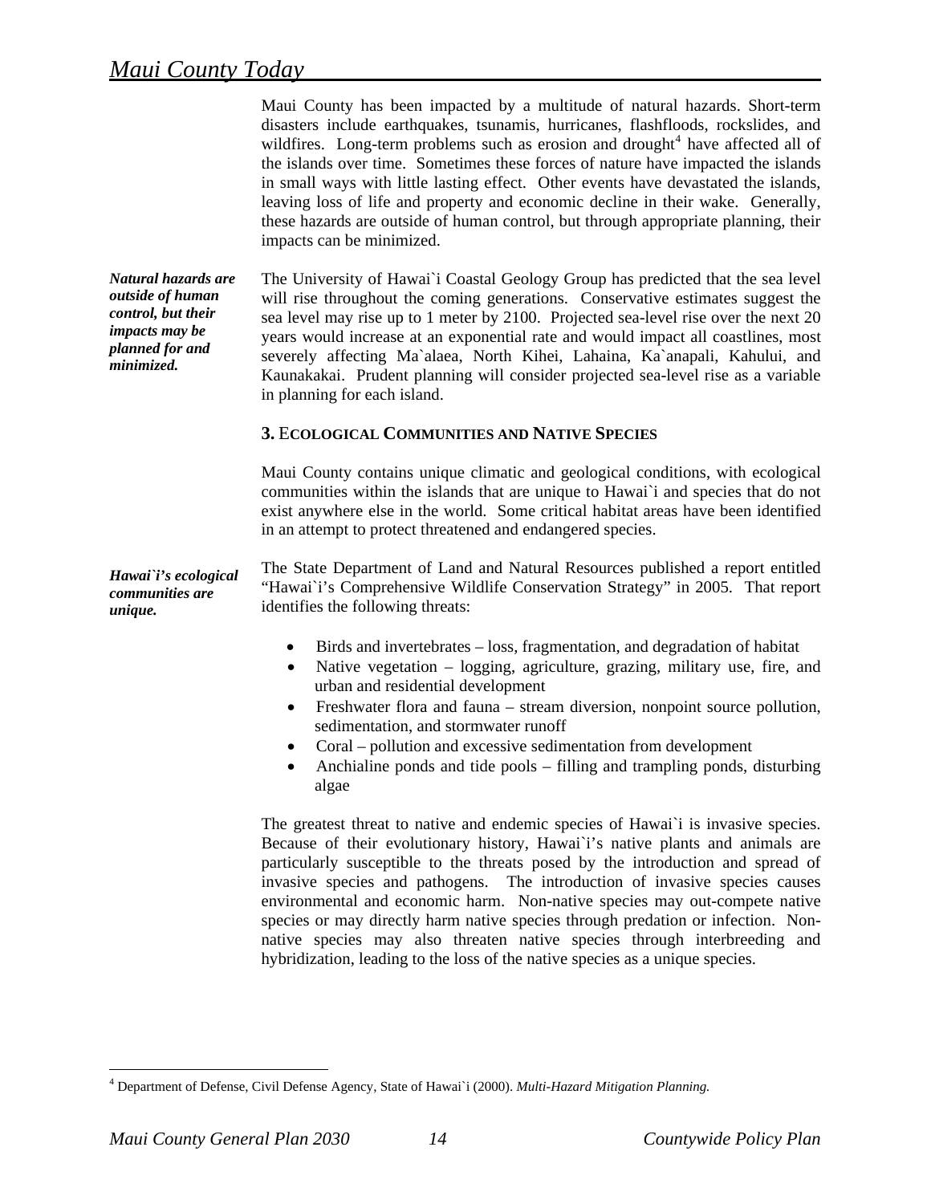Maui County has been impacted by a multitude of natural hazards. Short-term disasters include earthquakes, tsunamis, hurricanes, flashfloods, rockslides, and wildfires. Long-term problems such as erosion and drought[4] have affected all of the islands over time. Sometimes these forces of nature have impacted the islands in small ways with little lasting effect. Other events have devastated the islands, leaving loss of life and property and economic decline in their wake. Generally, these hazards are outside of human control, but through appropriate planning, their impacts can be minimized.

***Natural hazards are outside of human control, but their impacts may be planned for and minimized.***

The University of Hawai`i Coastal Geology Group has predicted that the sea level will rise throughout the coming generations. Conservative estimates suggest the sea level may rise up to 1 meter by 2100. Projected sea-level rise over the next 20 years would increase at an exponential rate and would impact all coastlines, most severely affecting Ma`alaea, North Kihei, Lahaina, Ka`anapali, Kahului, and Kaunakakai. Prudent planning will consider projected sea-level rise as a variable in planning for each island.

### 3. Ecological Communities and Native Species

Maui County contains unique climatic and geological conditions, with ecological communities within the islands that are unique to Hawai`i and species that do not exist anywhere else in the world. Some critical habitat areas have been identified in an attempt to protect threatened and endangered species.

***Hawai`i's ecological communities are unique.***

The State Department of Land and Natural Resources published a report entitled "Hawai`i's Comprehensive Wildlife Conservation Strategy" in 2005. That report identifies the following threats:

- Birds and invertebrates – loss, fragmentation, and degradation of habitat
- Native vegetation – logging, agriculture, grazing, military use, fire, and urban and residential development
- Freshwater flora and fauna – stream diversion, nonpoint source pollution, sedimentation, and stormwater runoff
- Coral – pollution and excessive sedimentation from development
- Anchialine ponds and tide pools – filling and trampling ponds, disturbing algae

The greatest threat to native and endemic species of Hawai`i is invasive species. Because of their evolutionary history, Hawai`i's native plants and animals are particularly susceptible to the threats posed by the introduction and spread of invasive species and pathogens. The introduction of invasive species causes environmental and economic harm. Non-native species may out-compete native species or may directly harm native species through predation or infection. Non-native species may also threaten native species through interbreeding and hybridization, leading to the loss of the native species as a unique species.

---

[4] Department of Defense, Civil Defense Agency, State of Hawai`i (2000). *Multi-Hazard Mitigation Planning.*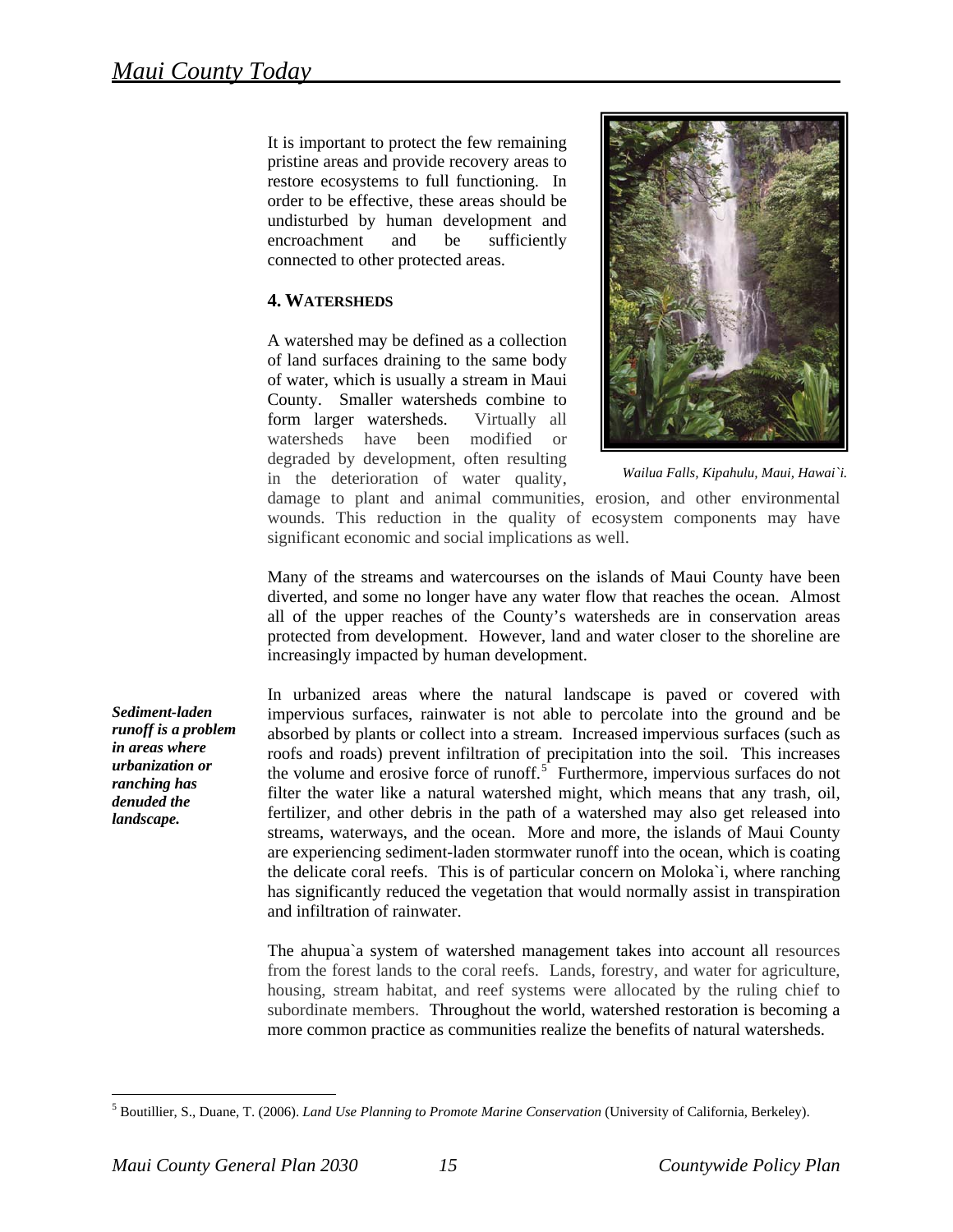It is important to protect the few remaining pristine areas and provide recovery areas to restore ecosystems to full functioning. In order to be effective, these areas should be undisturbed by human development and encroachment and be sufficiently connected to other protected areas.

### 4. WATERSHEDS

A watershed may be defined as a collection of land surfaces draining to the same body of water, which is usually a stream in Maui County. Smaller watersheds combine to form larger watersheds. Virtually all watersheds have been modified or degraded by development, often resulting in the deterioration of water quality, damage to plant and animal communities, erosion, and other environmental wounds. This reduction in the quality of ecosystem components may have significant economic and social implications as well.

*Wailua Falls, Kipahulu, Maui, Hawai`i.*

Many of the streams and watercourses on the islands of Maui County have been diverted, and some no longer have any water flow that reaches the ocean. Almost all of the upper reaches of the County's watersheds are in conservation areas protected from development. However, land and water closer to the shoreline are increasingly impacted by human development.

***Sediment-laden runoff is a problem in areas where urbanization or ranching has denuded the landscape.***

In urbanized areas where the natural landscape is paved or covered with impervious surfaces, rainwater is not able to percolate into the ground and be absorbed by plants or collect into a stream. Increased impervious surfaces (such as roofs and roads) prevent infiltration of precipitation into the soil. This increases the volume and erosive force of runoff.[5] Furthermore, impervious surfaces do not filter the water like a natural watershed might, which means that any trash, oil, fertilizer, and other debris in the path of a watershed may also get released into streams, waterways, and the ocean. More and more, the islands of Maui County are experiencing sediment-laden stormwater runoff into the ocean, which is coating the delicate coral reefs. This is of particular concern on Moloka`i, where ranching has significantly reduced the vegetation that would normally assist in transpiration and infiltration of rainwater.

The ahupua`a system of watershed management takes into account all resources from the forest lands to the coral reefs. Lands, forestry, and water for agriculture, housing, stream habitat, and reef systems were allocated by the ruling chief to subordinate members. Throughout the world, watershed restoration is becoming a more common practice as communities realize the benefits of natural watersheds.

---

[5] Boutillier, S., Duane, T. (2006). *Land Use Planning to Promote Marine Conservation* (University of California, Berkeley).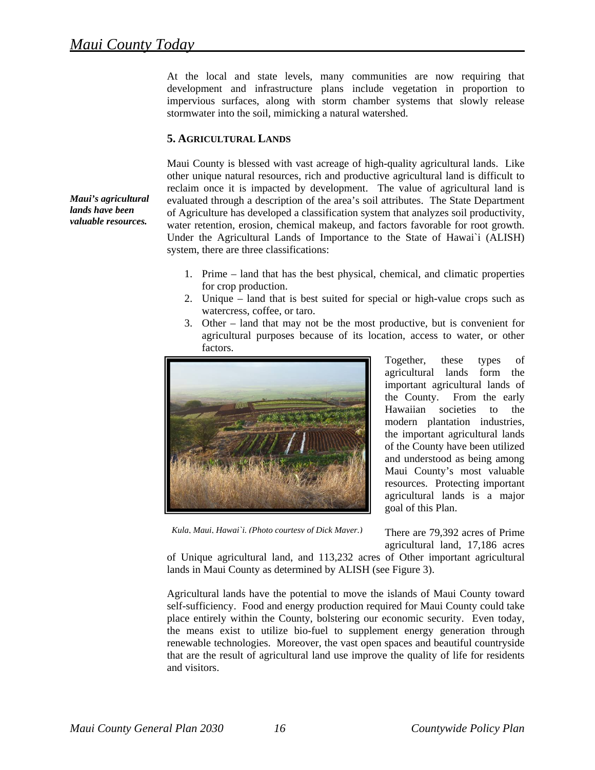At the local and state levels, many communities are now requiring that development and infrastructure plans include vegetation in proportion to impervious surfaces, along with storm chamber systems that slowly release stormwater into the soil, mimicking a natural watershed.

### 5. Agricultural Lands

***Maui's agricultural lands have been valuable resources.***

Maui County is blessed with vast acreage of high-quality agricultural lands. Like other unique natural resources, rich and productive agricultural land is difficult to reclaim once it is impacted by development. The value of agricultural land is evaluated through a description of the area's soil attributes. The State Department of Agriculture has developed a classification system that analyzes soil productivity, water retention, erosion, chemical makeup, and factors favorable for root growth. Under the Agricultural Lands of Importance to the State of Hawai`i (ALISH) system, there are three classifications:

1. Prime – land that has the best physical, chemical, and climatic properties for crop production.
2. Unique – land that is best suited for special or high-value crops such as watercress, coffee, or taro.
3. Other – land that may not be the most productive, but is convenient for agricultural purposes because of its location, access to water, or other factors.

*Kula, Maui, Hawai`i. (Photo courtesy of Dick Mayer.)*

Together, these types of agricultural lands form the important agricultural lands of the County. From the early Hawaiian societies to the modern plantation industries, the important agricultural lands of the County have been utilized and understood as being among Maui County's most valuable resources. Protecting important agricultural lands is a major goal of this Plan.

There are 79,392 acres of Prime agricultural land, 17,186 acres of Unique agricultural land, and 113,232 acres of Other important agricultural lands in Maui County as determined by ALISH (see Figure 3).

Agricultural lands have the potential to move the islands of Maui County toward self-sufficiency. Food and energy production required for Maui County could take place entirely within the County, bolstering our economic security. Even today, the means exist to utilize bio-fuel to supplement energy generation through renewable technologies. Moreover, the vast open spaces and beautiful countryside that are the result of agricultural land use improve the quality of life for residents and visitors.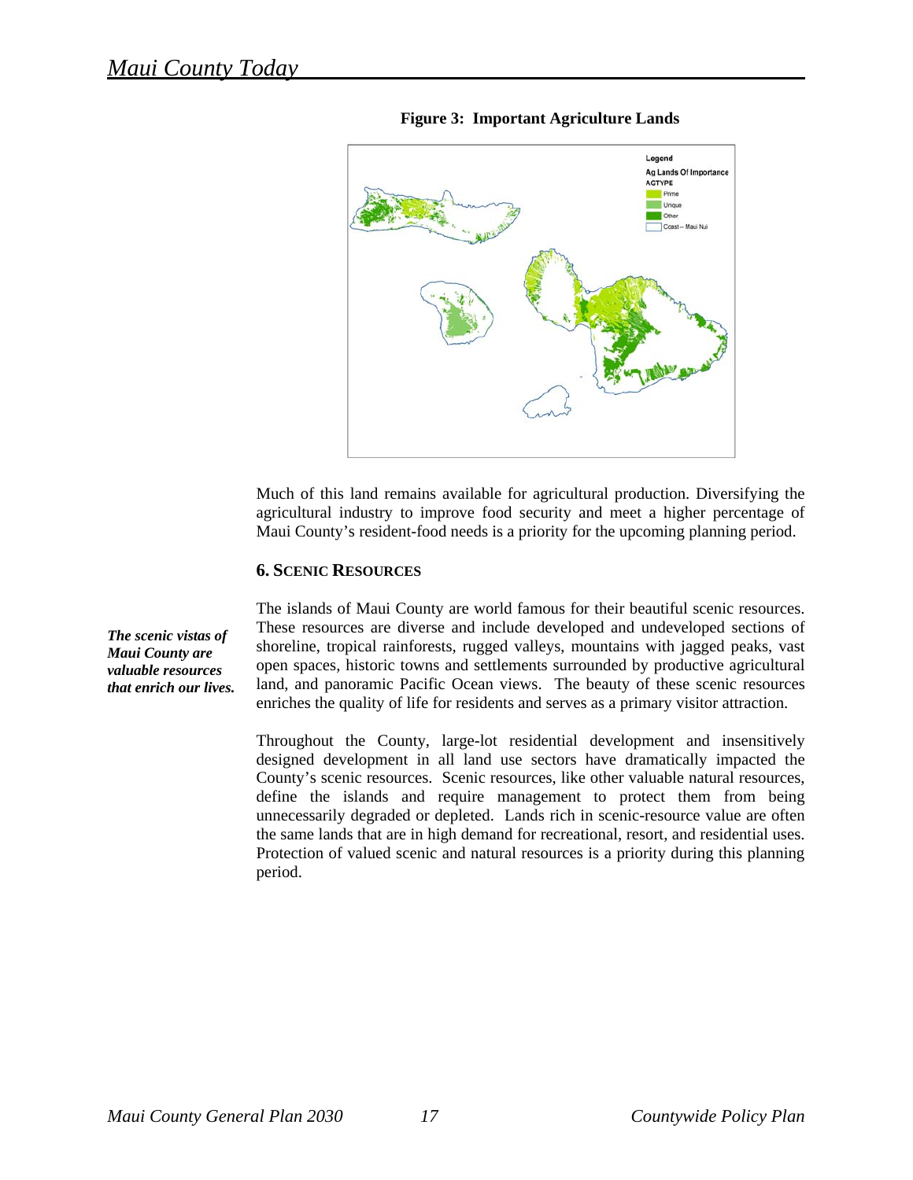**Figure 3: Important Agriculture Lands**

Much of this land remains available for agricultural production. Diversifying the agricultural industry to improve food security and meet a higher percentage of Maui County's resident-food needs is a priority for the upcoming planning period.

### 6. SCENIC RESOURCES

***The scenic vistas of Maui County are valuable resources that enrich our lives.***

The islands of Maui County are world famous for their beautiful scenic resources. These resources are diverse and include developed and undeveloped sections of shoreline, tropical rainforests, rugged valleys, mountains with jagged peaks, vast open spaces, historic towns and settlements surrounded by productive agricultural land, and panoramic Pacific Ocean views. The beauty of these scenic resources enriches the quality of life for residents and serves as a primary visitor attraction.

Throughout the County, large-lot residential development and insensitively designed development in all land use sectors have dramatically impacted the County's scenic resources. Scenic resources, like other valuable natural resources, define the islands and require management to protect them from being unnecessarily degraded or depleted. Lands rich in scenic-resource value are often the same lands that are in high demand for recreational, resort, and residential uses. Protection of valued scenic and natural resources is a priority during this planning period.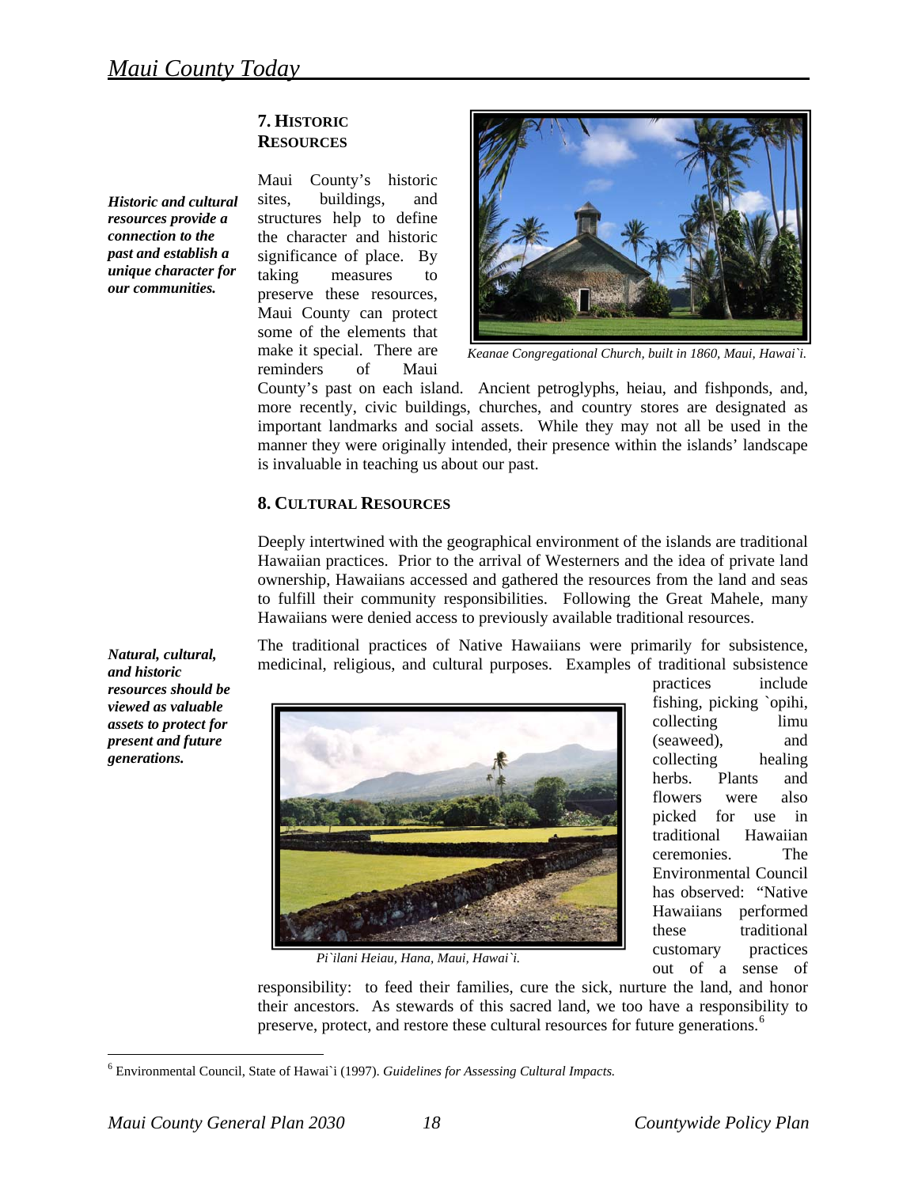## 7. Historic Resources

***Historic and cultural resources provide a connection to the past and establish a unique character for our communities.***

Maui County's historic sites, buildings, and structures help to define the character and historic significance of place. By taking measures to preserve these resources, Maui County can protect some of the elements that make it special. There are reminders of Maui County's past on each island. Ancient petroglyphs, heiau, and fishponds, and, more recently, civic buildings, churches, and country stores are designated as important landmarks and social assets. While they may not all be used in the manner they were originally intended, their presence within the islands' landscape is invaluable in teaching us about our past.

*Keanae Congregational Church, built in 1860, Maui, Hawai`i.*

## 8. Cultural Resources

Deeply intertwined with the geographical environment of the islands are traditional Hawaiian practices. Prior to the arrival of Westerners and the idea of private land ownership, Hawaiians accessed and gathered the resources from the land and seas to fulfill their community responsibilities. Following the Great Mahele, many Hawaiians were denied access to previously available traditional resources.

***Natural, cultural, and historic resources should be viewed as valuable assets to protect for present and future generations.***

The traditional practices of Native Hawaiians were primarily for subsistence, medicinal, religious, and cultural purposes. Examples of traditional subsistence practices include fishing, picking `opihi, collecting limu (seaweed), and collecting healing herbs. Plants and flowers were also picked for use in traditional Hawaiian ceremonies. The Environmental Council has observed: "Native Hawaiians performed these traditional customary practices out of a sense of responsibility: to feed their families, cure the sick, nurture the land, and honor their ancestors. As stewards of this sacred land, we too have a responsibility to preserve, protect, and restore these cultural resources for future generations.[6]

*Pi`ilani Heiau, Hana, Maui, Hawai`i.*

---

[6] Environmental Council, State of Hawai`i (1997). *Guidelines for Assessing Cultural Impacts.*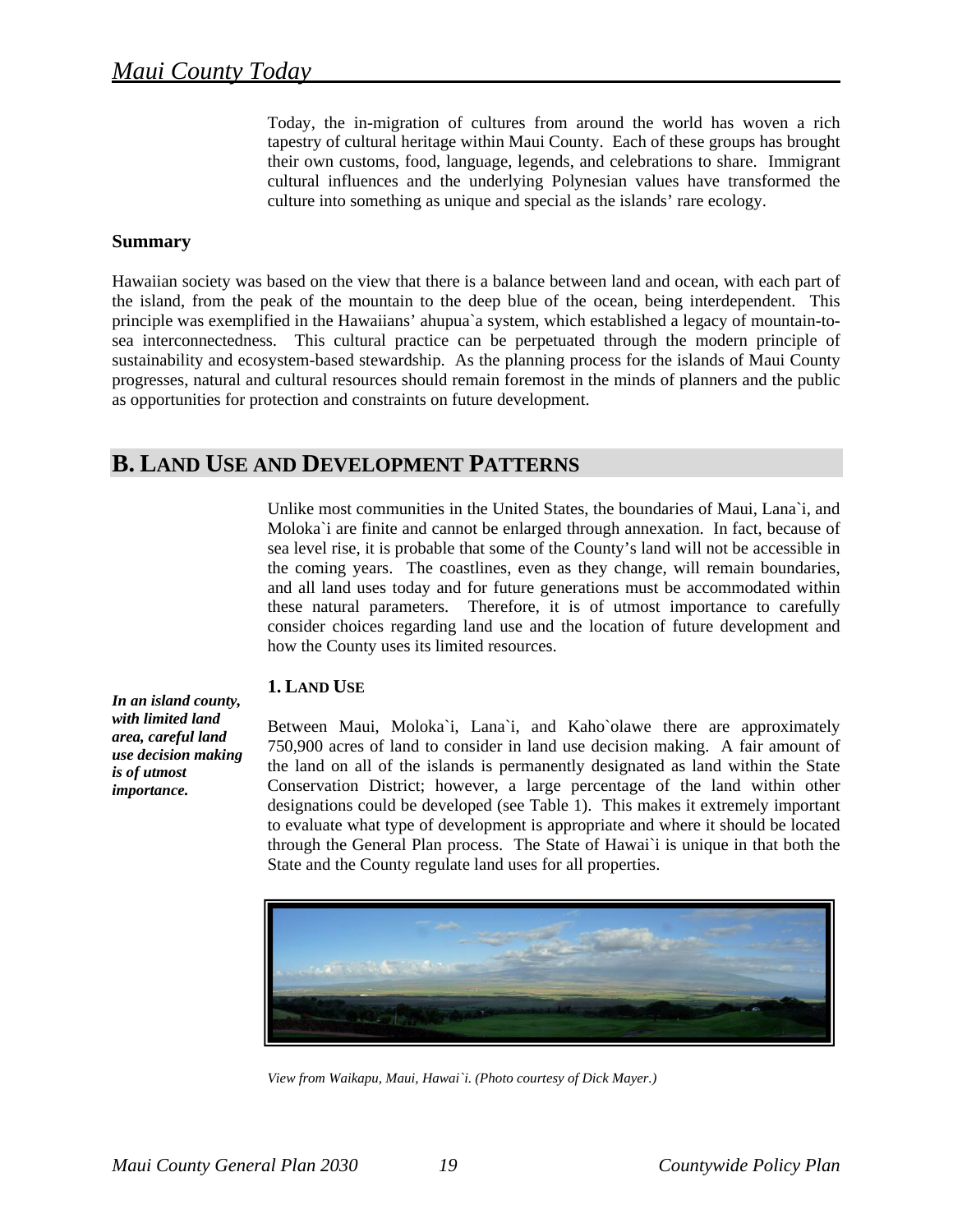Today, the in-migration of cultures from around the world has woven a rich tapestry of cultural heritage within Maui County. Each of these groups has brought their own customs, food, language, legends, and celebrations to share. Immigrant cultural influences and the underlying Polynesian values have transformed the culture into something as unique and special as the islands' rare ecology.

**Summary**

Hawaiian society was based on the view that there is a balance between land and ocean, with each part of the island, from the peak of the mountain to the deep blue of the ocean, being interdependent. This principle was exemplified in the Hawaiians' ahupua`a system, which established a legacy of mountain-to-sea interconnectedness. This cultural practice can be perpetuated through the modern principle of sustainability and ecosystem-based stewardship. As the planning process for the islands of Maui County progresses, natural and cultural resources should remain foremost in the minds of planners and the public as opportunities for protection and constraints on future development.

## B. LAND USE AND DEVELOPMENT PATTERNS

Unlike most communities in the United States, the boundaries of Maui, Lana`i, and Moloka`i are finite and cannot be enlarged through annexation. In fact, because of sea level rise, it is probable that some of the County's land will not be accessible in the coming years. The coastlines, even as they change, will remain boundaries, and all land uses today and for future generations must be accommodated within these natural parameters. Therefore, it is of utmost importance to carefully consider choices regarding land use and the location of future development and how the County uses its limited resources.

### 1. LAND USE

***In an island county, with limited land area, careful land use decision making is of utmost importance.***

Between Maui, Moloka`i, Lana`i, and Kaho`olawe there are approximately 750,900 acres of land to consider in land use decision making. A fair amount of the land on all of the islands is permanently designated as land within the State Conservation District; however, a large percentage of the land within other designations could be developed (see Table 1). This makes it extremely important to evaluate what type of development is appropriate and where it should be located through the General Plan process. The State of Hawai`i is unique in that both the State and the County regulate land uses for all properties.

*View from Waikapu, Maui, Hawai`i. (Photo courtesy of Dick Mayer.)*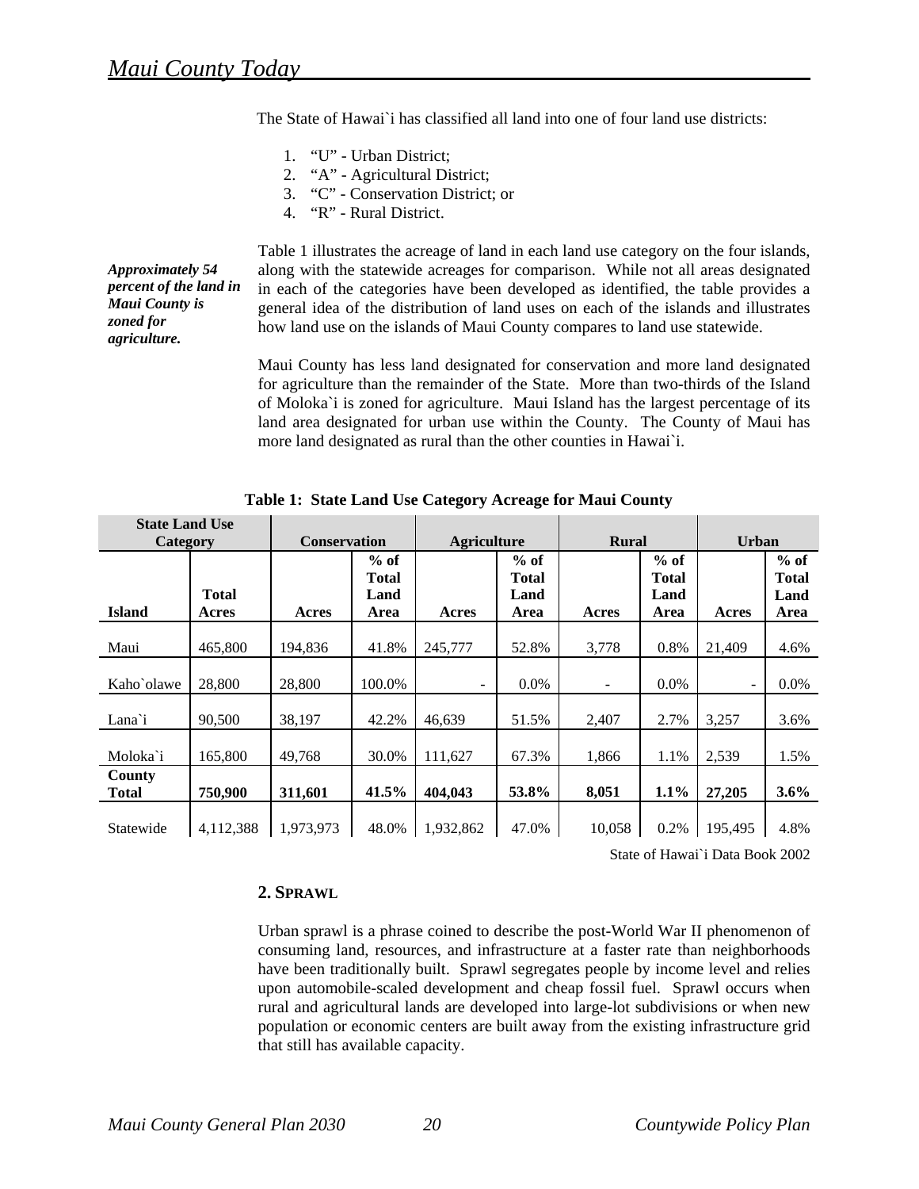The State of Hawai`i has classified all land into one of four land use districts:

1. "U" - Urban District;
2. "A" - Agricultural District;
3. "C" - Conservation District; or
4. "R" - Rural District.

***Approximately 54 percent of the land in Maui County is zoned for agriculture.***

Table 1 illustrates the acreage of land in each land use category on the four islands, along with the statewide acreages for comparison. While not all areas designated in each of the categories have been developed as identified, the table provides a general idea of the distribution of land uses on each of the islands and illustrates how land use on the islands of Maui County compares to land use statewide.

Maui County has less land designated for conservation and more land designated for agriculture than the remainder of the State. More than two-thirds of the Island of Moloka`i is zoned for agriculture. Maui Island has the largest percentage of its land area designated for urban use within the County. The County of Maui has more land designated as rural than the other counties in Hawai`i.

**Table 1: State Land Use Category Acreage for Maui County**

| State Land Use Category | | Conservation | | Agriculture | | Rural | | Urban | |
|---|---|---|---|---|---|---|---|---|---|
| **Island** | **Total Acres** | **Acres** | **% of Total Land Area** | **Acres** | **% of Total Land Area** | **Acres** | **% of Total Land Area** | **Acres** | **% of Total Land Area** |
| Maui | 465,800 | 194,836 | 41.8% | 245,777 | 52.8% | 3,778 | 0.8% | 21,409 | 4.6% |
| Kaho`olawe | 28,800 | 28,800 | 100.0% | - | 0.0% | - | 0.0% | - | 0.0% |
| Lana`i | 90,500 | 38,197 | 42.2% | 46,639 | 51.5% | 2,407 | 2.7% | 3,257 | 3.6% |
| Moloka`i | 165,800 | 49,768 | 30.0% | 111,627 | 67.3% | 1,866 | 1.1% | 2,539 | 1.5% |
| **County Total** | **750,900** | **311,601** | **41.5%** | **404,043** | **53.8%** | **8,051** | **1.1%** | **27,205** | **3.6%** |
| Statewide | 4,112,388 | 1,973,973 | 48.0% | 1,932,862 | 47.0% | 10,058 | 0.2% | 195,495 | 4.8% |

State of Hawai`i Data Book 2002

### 2. SPRAWL

Urban sprawl is a phrase coined to describe the post-World War II phenomenon of consuming land, resources, and infrastructure at a faster rate than neighborhoods have been traditionally built. Sprawl segregates people by income level and relies upon automobile-scaled development and cheap fossil fuel. Sprawl occurs when rural and agricultural lands are developed into large-lot subdivisions or when new population or economic centers are built away from the existing infrastructure grid that still has available capacity.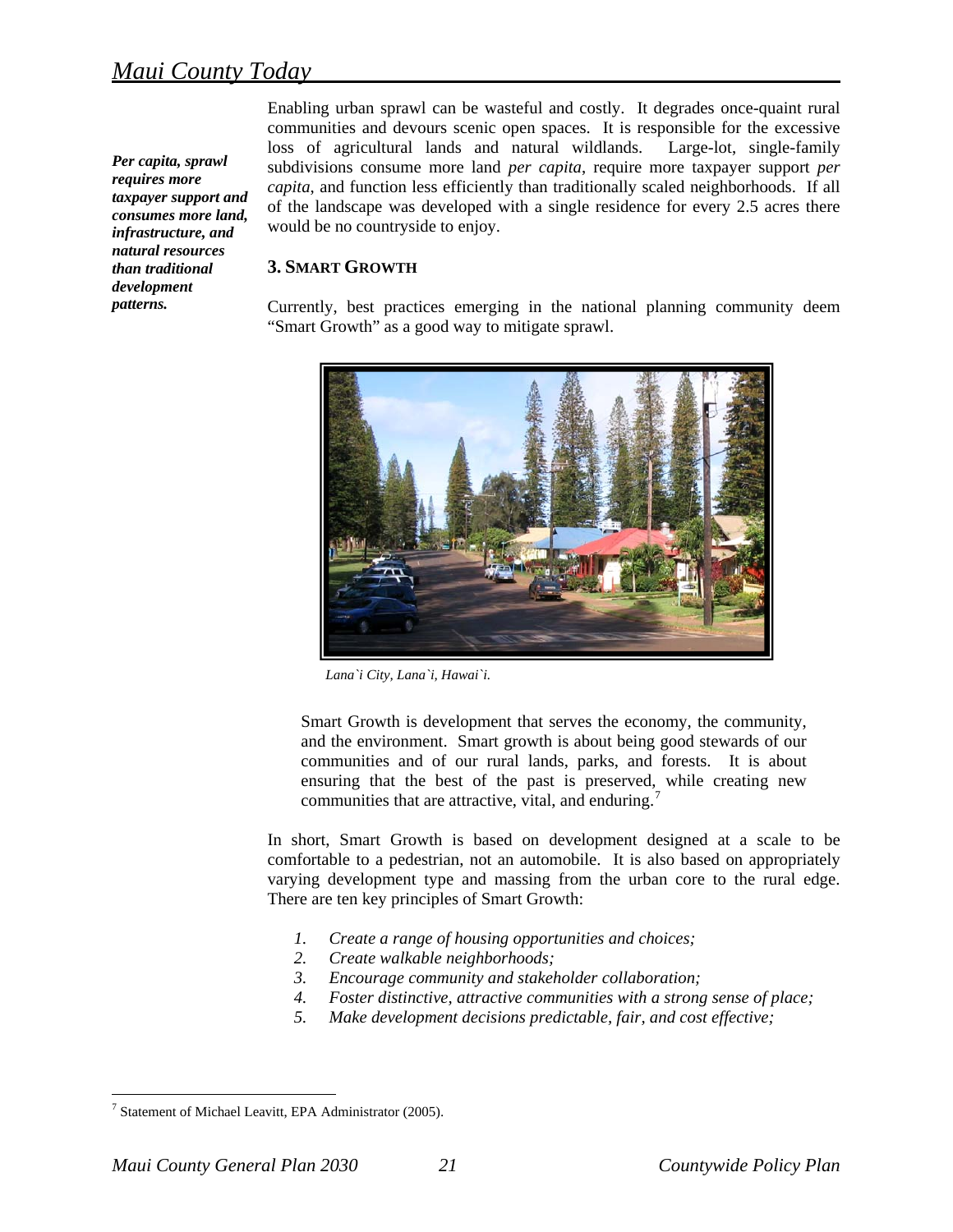*Per capita, sprawl requires more taxpayer support and consumes more land, infrastructure, and natural resources than traditional development patterns.*

Enabling urban sprawl can be wasteful and costly. It degrades once-quaint rural communities and devours scenic open spaces. It is responsible for the excessive loss of agricultural lands and natural wildlands. Large-lot, single-family subdivisions consume more land *per capita*, require more taxpayer support *per capita*, and function less efficiently than traditionally scaled neighborhoods. If all of the landscape was developed with a single residence for every 2.5 acres there would be no countryside to enjoy.

### 3. Smart Growth

Currently, best practices emerging in the national planning community deem "Smart Growth" as a good way to mitigate sprawl.

*Lana`i City, Lana`i, Hawai`i.*

> Smart Growth is development that serves the economy, the community, and the environment. Smart growth is about being good stewards of our communities and of our rural lands, parks, and forests. It is about ensuring that the best of the past is preserved, while creating new communities that are attractive, vital, and enduring.[7]

In short, Smart Growth is based on development designed at a scale to be comfortable to a pedestrian, not an automobile. It is also based on appropriately varying development type and massing from the urban core to the rural edge. There are ten key principles of Smart Growth:

1. *Create a range of housing opportunities and choices;*
2. *Create walkable neighborhoods;*
3. *Encourage community and stakeholder collaboration;*
4. *Foster distinctive, attractive communities with a strong sense of place;*
5. *Make development decisions predictable, fair, and cost effective;*

[7] Statement of Michael Leavitt, EPA Administrator (2005).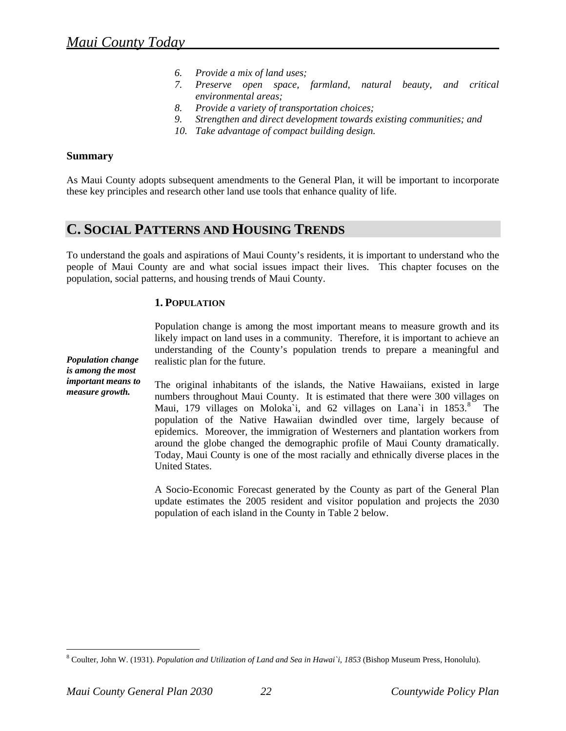6. *Provide a mix of land uses;*
7. *Preserve open space, farmland, natural beauty, and critical environmental areas;*
8. *Provide a variety of transportation choices;*
9. *Strengthen and direct development towards existing communities; and*
10. *Take advantage of compact building design.*

### Summary

As Maui County adopts subsequent amendments to the General Plan, it will be important to incorporate these key principles and research other land use tools that enhance quality of life.

## C. SOCIAL PATTERNS AND HOUSING TRENDS

To understand the goals and aspirations of Maui County's residents, it is important to understand who the people of Maui County are and what social issues impact their lives. This chapter focuses on the population, social patterns, and housing trends of Maui County.

### 1. POPULATION

***Population change is among the most important means to measure growth.***

Population change is among the most important means to measure growth and its likely impact on land uses in a community. Therefore, it is important to achieve an understanding of the County's population trends to prepare a meaningful and realistic plan for the future.

The original inhabitants of the islands, the Native Hawaiians, existed in large numbers throughout Maui County. It is estimated that there were 300 villages on Maui, 179 villages on Moloka`i, and 62 villages on Lana`i in 1853.[8] The population of the Native Hawaiian dwindled over time, largely because of epidemics. Moreover, the immigration of Westerners and plantation workers from around the globe changed the demographic profile of Maui County dramatically. Today, Maui County is one of the most racially and ethnically diverse places in the United States.

A Socio-Economic Forecast generated by the County as part of the General Plan update estimates the 2005 resident and visitor population and projects the 2030 population of each island in the County in Table 2 below.

---

[8] Coulter, John W. (1931). *Population and Utilization of Land and Sea in Hawai`i, 1853* (Bishop Museum Press, Honolulu).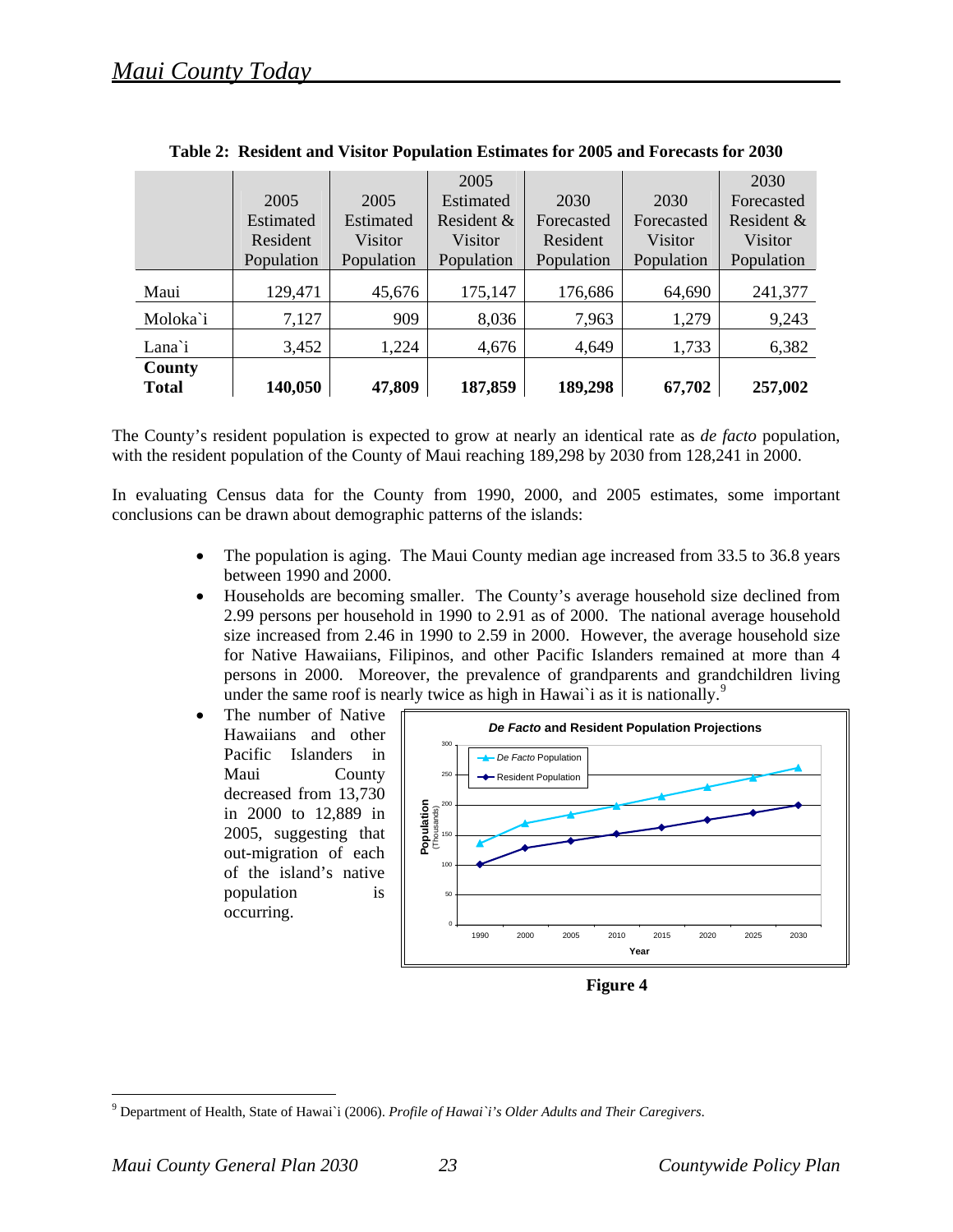**Table 2: Resident and Visitor Population Estimates for 2005 and Forecasts for 2030**

| | 2005 Estimated Resident Population | 2005 Estimated Visitor Population | 2005 Estimated Resident & Visitor Population | 2030 Forecasted Resident Population | 2030 Forecasted Visitor Population | 2030 Forecasted Resident & Visitor Population |
|---|---|---|---|---|---|---|
| Maui | 129,471 | 45,676 | 175,147 | 176,686 | 64,690 | 241,377 |
| Moloka`i | 7,127 | 909 | 8,036 | 7,963 | 1,279 | 9,243 |
| Lana`i | 3,452 | 1,224 | 4,676 | 4,649 | 1,733 | 6,382 |
| **County Total** | **140,050** | **47,809** | **187,859** | **189,298** | **67,702** | **257,002** |

The County's resident population is expected to grow at nearly an identical rate as *de facto* population, with the resident population of the County of Maui reaching 189,298 by 2030 from 128,241 in 2000.

In evaluating Census data for the County from 1990, 2000, and 2005 estimates, some important conclusions can be drawn about demographic patterns of the islands:

- The population is aging. The Maui County median age increased from 33.5 to 36.8 years between 1990 and 2000.
- Households are becoming smaller. The County's average household size declined from 2.99 persons per household in 1990 to 2.91 as of 2000. The national average household size increased from 2.46 in 1990 to 2.59 in 2000. However, the average household size for Native Hawaiians, Filipinos, and other Pacific Islanders remained at more than 4 persons in 2000. Moreover, the prevalence of grandparents and grandchildren living under the same roof is nearly twice as high in Hawai`i as it is nationally.[9]
- The number of Native Hawaiians and other Pacific Islanders in Maui County decreased from 13,730 in 2000 to 12,889 in 2005, suggesting that out-migration of each of the island's native population is occurring.

***De Facto* and Resident Population Projections**

| Year | *De Facto* Population (Thousands, approx.) | Resident Population (Thousands, approx.) |
|---|---|---|
| 1990 | 135 | 100 |
| 2000 | 168 | 128 |
| 2005 | 183 | 140 |
| 2010 | 198 | 151 |
| 2015 | 213 | 161 |
| 2020 | 228 | 174 |
| 2025 | 244 | 186 |
| 2030 | 260 | 199 |

**Figure 4**

[9] Department of Health, State of Hawai`i (2006). *Profile of Hawai`i's Older Adults and Their Caregivers*.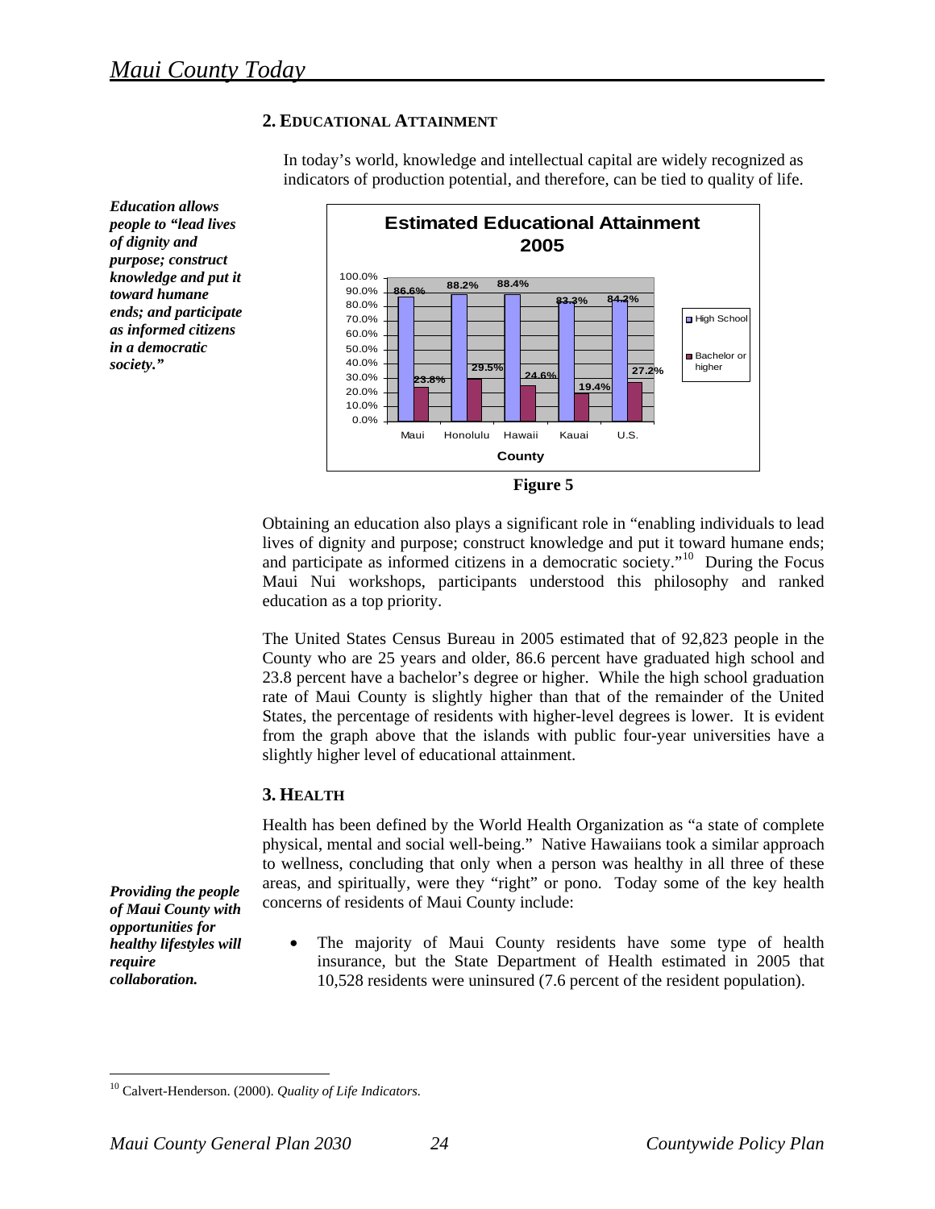## 2. Educational Attainment

In today's world, knowledge and intellectual capital are widely recognized as indicators of production potential, and therefore, can be tied to quality of life.

***Education allows people to "lead lives of dignity and purpose; construct knowledge and put it toward humane ends; and participate as informed citizens in a democratic society."***

**Estimated Educational Attainment 2005**

| County | High School | Bachelor or higher |
| --- | --- | --- |
| Maui | 86.6% | 23.8% |
| Honolulu | 88.2% | 29.5% |
| Hawaii | 88.4% | 24.6% |
| Kauai | 83.3% | 19.4% |
| U.S. | 84.2% | 27.2% |

**Figure 5**

Obtaining an education also plays a significant role in "enabling individuals to lead lives of dignity and purpose; construct knowledge and put it toward humane ends; and participate as informed citizens in a democratic society."[10] During the Focus Maui Nui workshops, participants understood this philosophy and ranked education as a top priority.

The United States Census Bureau in 2005 estimated that of 92,823 people in the County who are 25 years and older, 86.6 percent have graduated high school and 23.8 percent have a bachelor's degree or higher. While the high school graduation rate of Maui County is slightly higher than that of the remainder of the United States, the percentage of residents with higher-level degrees is lower. It is evident from the graph above that the islands with public four-year universities have a slightly higher level of educational attainment.

## 3. Health

Health has been defined by the World Health Organization as "a state of complete physical, mental and social well-being." Native Hawaiians took a similar approach to wellness, concluding that only when a person was healthy in all three of these areas, and spiritually, were they "right" or pono. Today some of the key health concerns of residents of Maui County include:

***Providing the people of Maui County with opportunities for healthy lifestyles will require collaboration.***

- The majority of Maui County residents have some type of health insurance, but the State Department of Health estimated in 2005 that 10,528 residents were uninsured (7.6 percent of the resident population).

---

[10] Calvert-Henderson. (2000). *Quality of Life Indicators.*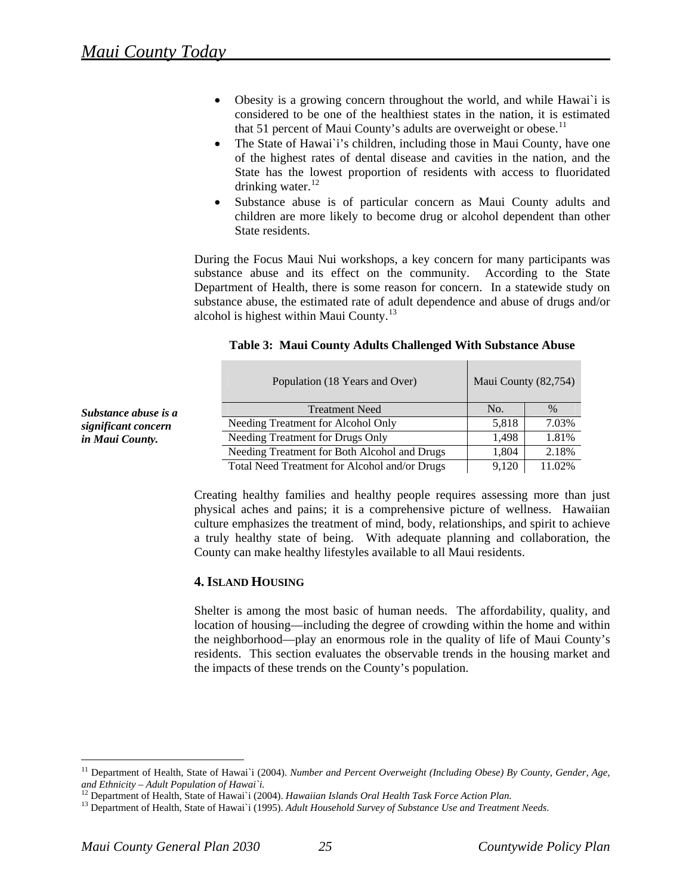- Obesity is a growing concern throughout the world, and while Hawai`i is considered to be one of the healthiest states in the nation, it is estimated that 51 percent of Maui County's adults are overweight or obese.[11]
- The State of Hawai`i's children, including those in Maui County, have one of the highest rates of dental disease and cavities in the nation, and the State has the lowest proportion of residents with access to fluoridated drinking water.[12]
- Substance abuse is of particular concern as Maui County adults and children are more likely to become drug or alcohol dependent than other State residents.

During the Focus Maui Nui workshops, a key concern for many participants was substance abuse and its effect on the community. According to the State Department of Health, there is some reason for concern. In a statewide study on substance abuse, the estimated rate of adult dependence and abuse of drugs and/or alcohol is highest within Maui County.[13]

***Substance abuse is a significant concern in Maui County.***

**Table 3: Maui County Adults Challenged With Substance Abuse**

| Population (18 Years and Over) | Maui County (82,754) | |
|---|---|---|
| Treatment Need | No. | % |
| Needing Treatment for Alcohol Only | 5,818 | 7.03% |
| Needing Treatment for Drugs Only | 1,498 | 1.81% |
| Needing Treatment for Both Alcohol and Drugs | 1,804 | 2.18% |
| Total Need Treatment for Alcohol and/or Drugs | 9,120 | 11.02% |

Creating healthy families and healthy people requires assessing more than just physical aches and pains; it is a comprehensive picture of wellness. Hawaiian culture emphasizes the treatment of mind, body, relationships, and spirit to achieve a truly healthy state of being. With adequate planning and collaboration, the County can make healthy lifestyles available to all Maui residents.

### 4. Island Housing

Shelter is among the most basic of human needs. The affordability, quality, and location of housing—including the degree of crowding within the home and within the neighborhood—play an enormous role in the quality of life of Maui County's residents. This section evaluates the observable trends in the housing market and the impacts of these trends on the County's population.

---

[11] Department of Health, State of Hawai`i (2004). *Number and Percent Overweight (Including Obese) By County, Gender, Age, and Ethnicity – Adult Population of Hawai`i.*

[12] Department of Health, State of Hawai`i (2004). *Hawaiian Islands Oral Health Task Force Action Plan.*

[13] Department of Health, State of Hawai`i (1995). *Adult Household Survey of Substance Use and Treatment Needs*.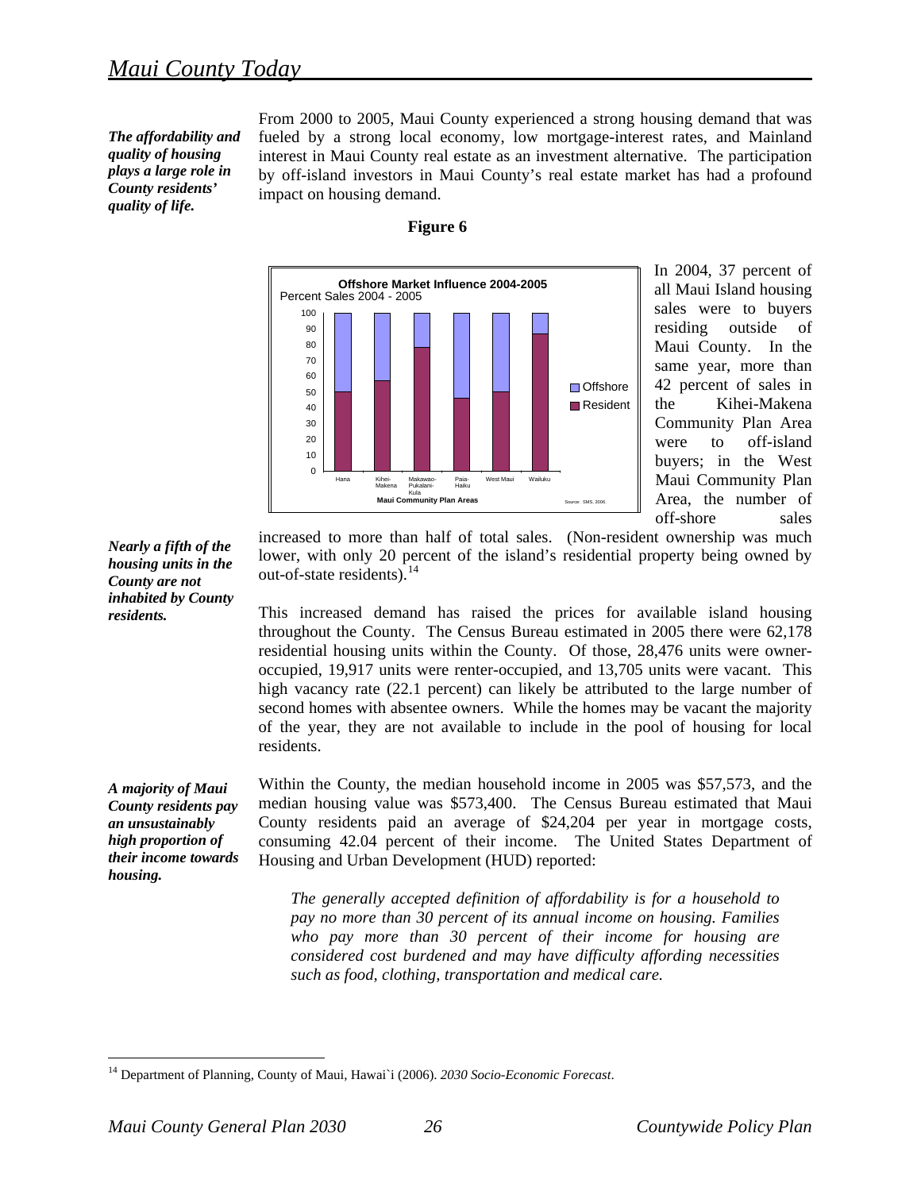## Maui County Today

*The affordability and quality of housing plays a large role in County residents' quality of life.*

From 2000 to 2005, Maui County experienced a strong housing demand that was fueled by a strong local economy, low mortgage-interest rates, and Mainland interest in Maui County real estate as an investment alternative. The participation by off-island investors in Maui County's real estate market has had a profound impact on housing demand.

**Figure 6**

In 2004, 37 percent of all Maui Island housing sales were to buyers residing outside of Maui County. In the same year, more than 42 percent of sales in the Kihei-Makena Community Plan Area were to off-island buyers; in the West Maui Community Plan Area, the number of off-shore sales increased to more than half of total sales. (Non-resident ownership was much lower, with only 20 percent of the island's residential property being owned by out-of-state residents).[14]

*Nearly a fifth of the housing units in the County are not inhabited by County residents.*

This increased demand has raised the prices for available island housing throughout the County. The Census Bureau estimated in 2005 there were 62,178 residential housing units within the County. Of those, 28,476 units were owner-occupied, 19,917 units were renter-occupied, and 13,705 units were vacant. This high vacancy rate (22.1 percent) can likely be attributed to the large number of second homes with absentee owners. While the homes may be vacant the majority of the year, they are not available to include in the pool of housing for local residents.

*A majority of Maui County residents pay an unsustainably high proportion of their income towards housing.*

Within the County, the median household income in 2005 was $57,573, and the median housing value was $573,400. The Census Bureau estimated that Maui County residents paid an average of $24,204 per year in mortgage costs, consuming 42.04 percent of their income. The United States Department of Housing and Urban Development (HUD) reported:

> *The generally accepted definition of affordability is for a household to pay no more than 30 percent of its annual income on housing. Families who pay more than 30 percent of their income for housing are considered cost burdened and may have difficulty affording necessities such as food, clothing, transportation and medical care.*

[14] Department of Planning, County of Maui, Hawai`i (2006). *2030 Socio-Economic Forecast*.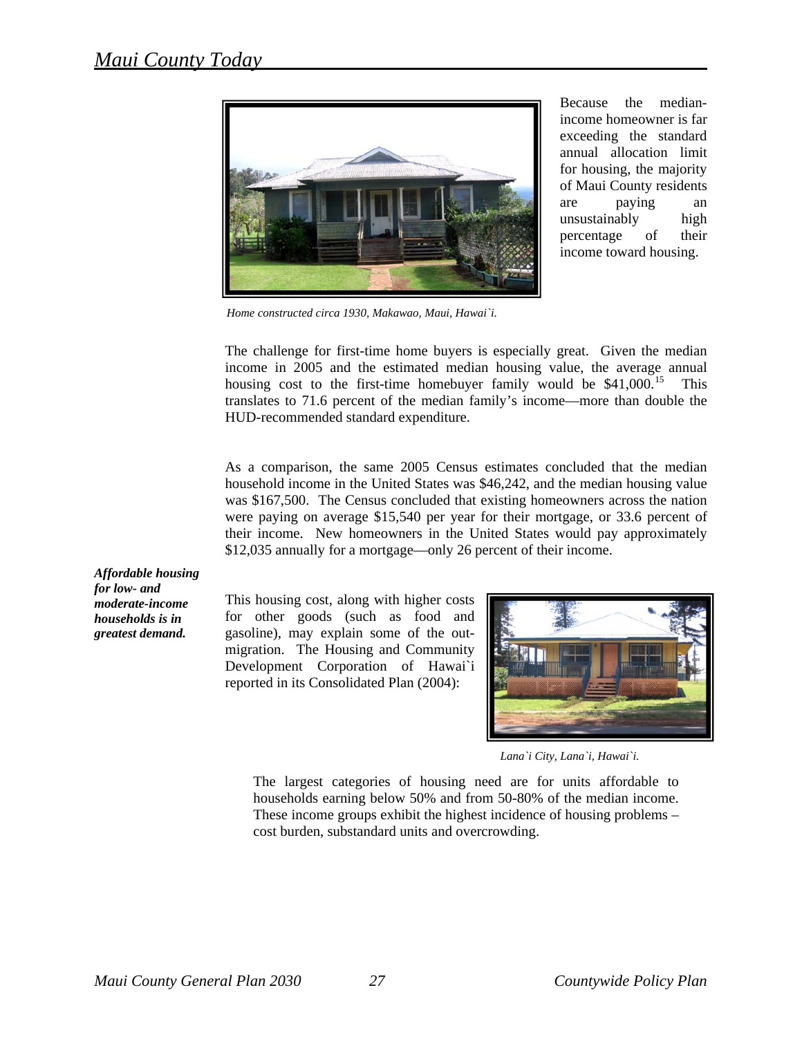## Maui County Today

Because the median-income homeowner is far exceeding the standard annual allocation limit for housing, the majority of Maui County residents are paying an unsustainably high percentage of their income toward housing.

*Home constructed circa 1930, Makawao, Maui, Hawai`i.*

The challenge for first-time home buyers is especially great. Given the median income in 2005 and the estimated median housing value, the average annual housing cost to the first-time homebuyer family would be $41,000.[15] This translates to 71.6 percent of the median family's income—more than double the HUD-recommended standard expenditure.

As a comparison, the same 2005 Census estimates concluded that the median household income in the United States was $46,242, and the median housing value was $167,500. The Census concluded that existing homeowners across the nation were paying on average $15,540 per year for their mortgage, or 33.6 percent of their income. New homeowners in the United States would pay approximately $12,035 annually for a mortgage—only 26 percent of their income.

***Affordable housing for low- and moderate-income households is in greatest demand.***

This housing cost, along with higher costs for other goods (such as food and gasoline), may explain some of the out-migration. The Housing and Community Development Corporation of Hawai`i reported in its Consolidated Plan (2004):

*Lana`i City, Lana`i, Hawai`i.*

> The largest categories of housing need are for units affordable to households earning below 50% and from 50-80% of the median income. These income groups exhibit the highest incidence of housing problems – cost burden, substandard units and overcrowding.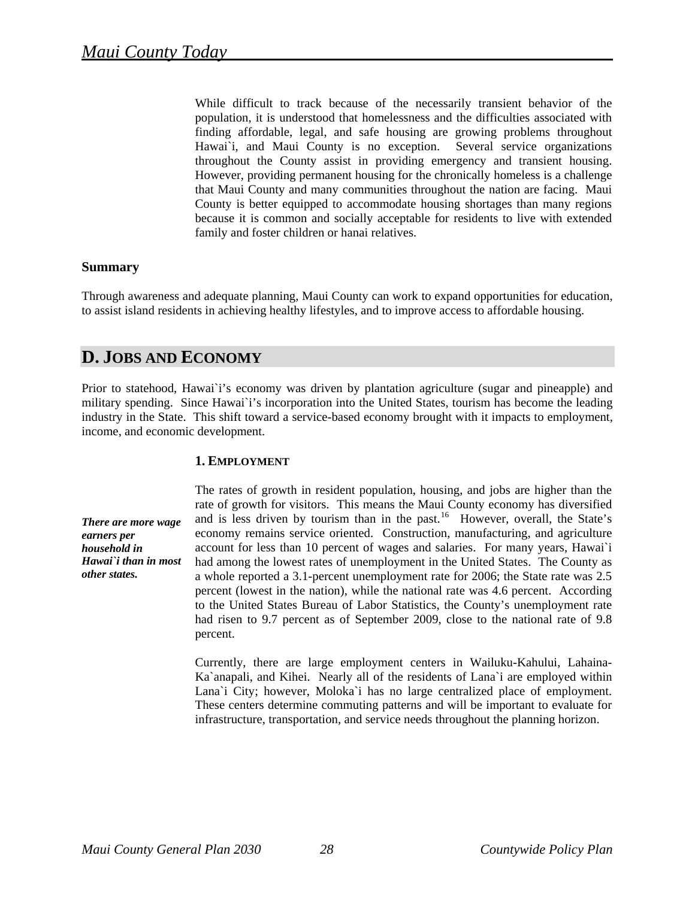While difficult to track because of the necessarily transient behavior of the population, it is understood that homelessness and the difficulties associated with finding affordable, legal, and safe housing are growing problems throughout Hawai`i, and Maui County is no exception. Several service organizations throughout the County assist in providing emergency and transient housing. However, providing permanent housing for the chronically homeless is a challenge that Maui County and many communities throughout the nation are facing. Maui County is better equipped to accommodate housing shortages than many regions because it is common and socially acceptable for residents to live with extended family and foster children or hanai relatives.

### Summary

Through awareness and adequate planning, Maui County can work to expand opportunities for education, to assist island residents in achieving healthy lifestyles, and to improve access to affordable housing.

## D. Jobs and Economy

Prior to statehood, Hawai`i's economy was driven by plantation agriculture (sugar and pineapple) and military spending. Since Hawai`i's incorporation into the United States, tourism has become the leading industry in the State. This shift toward a service-based economy brought with it impacts to employment, income, and economic development.

### 1. Employment

***There are more wage earners per household in Hawai`i than in most other states.***

The rates of growth in resident population, housing, and jobs are higher than the rate of growth for visitors. This means the Maui County economy has diversified and is less driven by tourism than in the past.[16] However, overall, the State's economy remains service oriented. Construction, manufacturing, and agriculture account for less than 10 percent of wages and salaries. For many years, Hawai`i had among the lowest rates of unemployment in the United States. The County as a whole reported a 3.1-percent unemployment rate for 2006; the State rate was 2.5 percent (lowest in the nation), while the national rate was 4.6 percent. According to the United States Bureau of Labor Statistics, the County's unemployment rate had risen to 9.7 percent as of September 2009, close to the national rate of 9.8 percent.

Currently, there are large employment centers in Wailuku-Kahului, Lahaina-Ka`anapali, and Kihei. Nearly all of the residents of Lana`i are employed within Lana`i City; however, Moloka`i has no large centralized place of employment. These centers determine commuting patterns and will be important to evaluate for infrastructure, transportation, and service needs throughout the planning horizon.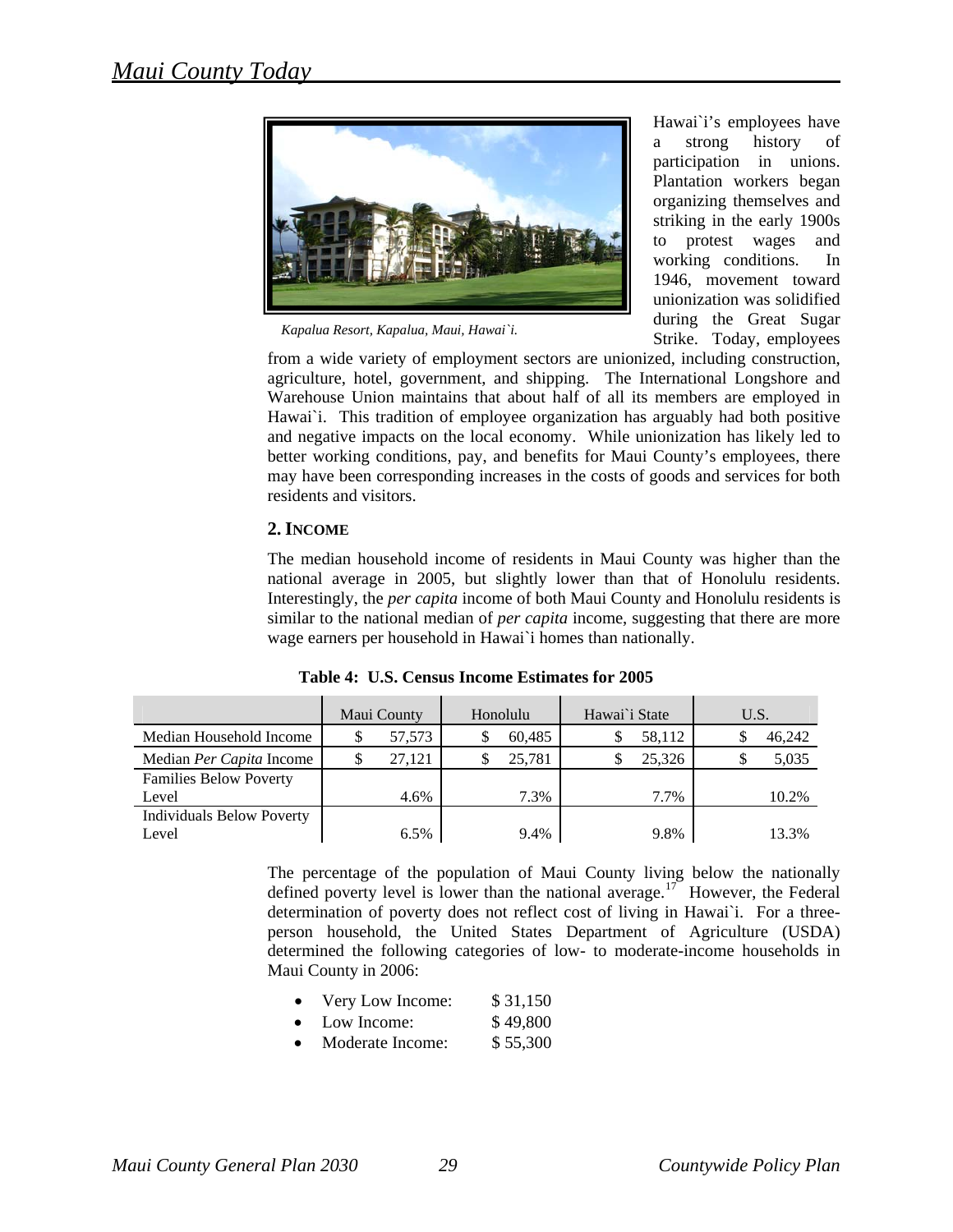## Maui County Today

Kapalua Resort, Kapalua, Maui, Hawai`i.

Hawai`i's employees have a strong history of participation in unions. Plantation workers began organizing themselves and striking in the early 1900s to protest wages and working conditions. In 1946, movement toward unionization was solidified during the Great Sugar Strike. Today, employees from a wide variety of employment sectors are unionized, including construction, agriculture, hotel, government, and shipping. The International Longshore and Warehouse Union maintains that about half of all its members are employed in Hawai`i. This tradition of employee organization has arguably had both positive and negative impacts on the local economy. While unionization has likely led to better working conditions, pay, and benefits for Maui County's employees, there may have been corresponding increases in the costs of goods and services for both residents and visitors.

### 2. INCOME

The median household income of residents in Maui County was higher than the national average in 2005, but slightly lower than that of Honolulu residents. Interestingly, the *per capita* income of both Maui County and Honolulu residents is similar to the national median of *per capita* income, suggesting that there are more wage earners per household in Hawai`i homes than nationally.

**Table 4: U.S. Census Income Estimates for 2005**

| | Maui County | Honolulu | Hawai`i State | U.S. |
|---|---|---|---|---|
| Median Household Income | $ 57,573 | $ 60,485 | $ 58,112 | $ 46,242 |
| Median *Per Capita* Income | $ 27,121 | $ 25,781 | $ 25,326 | $ 5,035 |
| Families Below Poverty Level | 4.6% | 7.3% | 7.7% | 10.2% |
| Individuals Below Poverty Level | 6.5% | 9.4% | 9.8% | 13.3% |

The percentage of the population of Maui County living below the nationally defined poverty level is lower than the national average.[17] However, the Federal determination of poverty does not reflect cost of living in Hawai`i. For a three-person household, the United States Department of Agriculture (USDA) determined the following categories of low- to moderate-income households in Maui County in 2006:

- Very Low Income: $ 31,150
- Low Income: $ 49,800
- Moderate Income: $ 55,300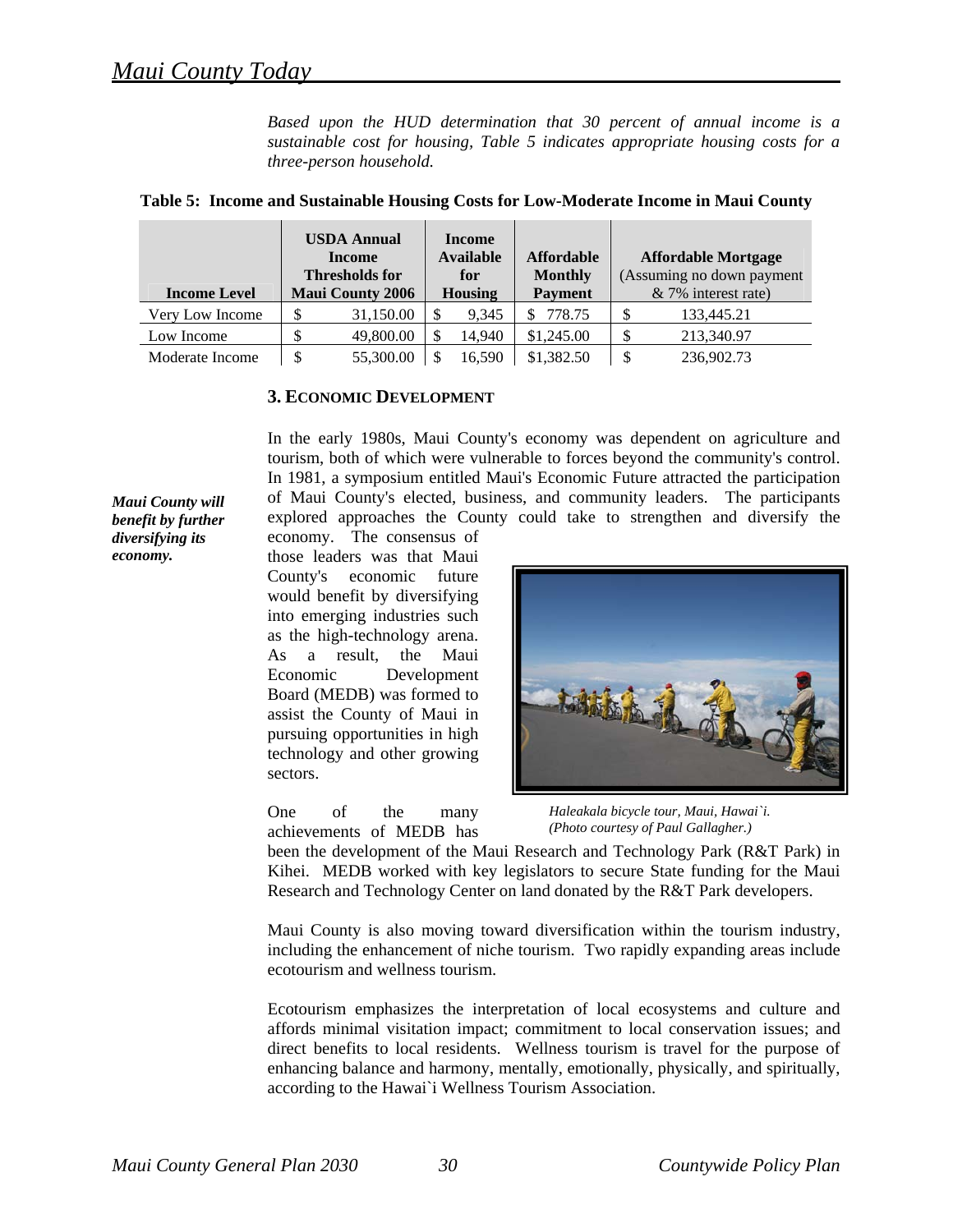*Based upon the HUD determination that 30 percent of annual income is a sustainable cost for housing, Table 5 indicates appropriate housing costs for a three-person household.*

**Table 5: Income and Sustainable Housing Costs for Low-Moderate Income in Maui County**

| Income Level | USDA Annual Income Thresholds for Maui County 2006 | Income Available for Housing | Affordable Monthly Payment | Affordable Mortgage (Assuming no down payment & 7% interest rate) |
|---|---|---|---|---|
| Very Low Income | $ 31,150.00 | $ 9,345 | $ 778.75 | $ 133,445.21 |
| Low Income | $ 49,800.00 | $ 14,940 | $1,245.00 | $ 213,340.97 |
| Moderate Income | $ 55,300.00 | $ 16,590 | $1,382.50 | $ 236,902.73 |

### 3. ECONOMIC DEVELOPMENT

***Maui County will benefit by further diversifying its economy.***

In the early 1980s, Maui County's economy was dependent on agriculture and tourism, both of which were vulnerable to forces beyond the community's control. In 1981, a symposium entitled Maui's Economic Future attracted the participation of Maui County's elected, business, and community leaders. The participants explored approaches the County could take to strengthen and diversify the economy. The consensus of those leaders was that Maui County's economic future would benefit by diversifying into emerging industries such as the high-technology arena. As a result, the Maui Economic Development Board (MEDB) was formed to assist the County of Maui in pursuing opportunities in high technology and other growing sectors.

*Haleakala bicycle tour, Maui, Hawai`i. (Photo courtesy of Paul Gallagher.)*

One of the many achievements of MEDB has been the development of the Maui Research and Technology Park (R&T Park) in Kihei. MEDB worked with key legislators to secure State funding for the Maui Research and Technology Center on land donated by the R&T Park developers.

Maui County is also moving toward diversification within the tourism industry, including the enhancement of niche tourism. Two rapidly expanding areas include ecotourism and wellness tourism.

Ecotourism emphasizes the interpretation of local ecosystems and culture and affords minimal visitation impact; commitment to local conservation issues; and direct benefits to local residents. Wellness tourism is travel for the purpose of enhancing balance and harmony, mentally, emotionally, physically, and spiritually, according to the Hawai`i Wellness Tourism Association.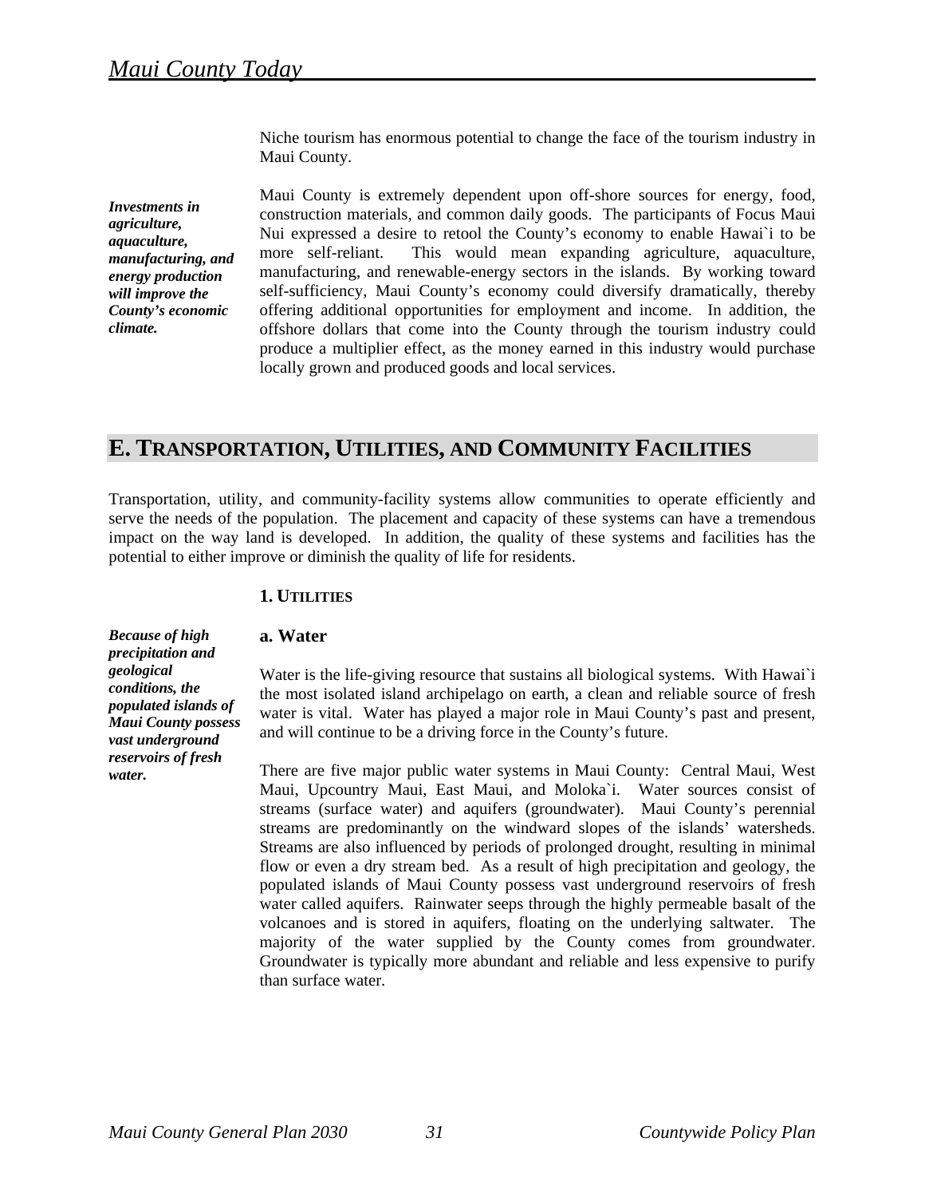Niche tourism has enormous potential to change the face of the tourism industry in Maui County.

***Investments in agriculture, aquaculture, manufacturing, and energy production will improve the County's economic climate.***

Maui County is extremely dependent upon off-shore sources for energy, food, construction materials, and common daily goods. The participants of Focus Maui Nui expressed a desire to retool the County's economy to enable Hawai`i to be more self-reliant. This would mean expanding agriculture, aquaculture, manufacturing, and renewable-energy sectors in the islands. By working toward self-sufficiency, Maui County's economy could diversify dramatically, thereby offering additional opportunities for employment and income. In addition, the offshore dollars that come into the County through the tourism industry could produce a multiplier effect, as the money earned in this industry would purchase locally grown and produced goods and local services.

## E. Transportation, Utilities, and Community Facilities

Transportation, utility, and community-facility systems allow communities to operate efficiently and serve the needs of the population. The placement and capacity of these systems can have a tremendous impact on the way land is developed. In addition, the quality of these systems and facilities has the potential to either improve or diminish the quality of life for residents.

### 1. Utilities

#### a. Water

***Because of high precipitation and geological conditions, the populated islands of Maui County possess vast underground reservoirs of fresh water.***

Water is the life-giving resource that sustains all biological systems. With Hawai`i the most isolated island archipelago on earth, a clean and reliable source of fresh water is vital. Water has played a major role in Maui County's past and present, and will continue to be a driving force in the County's future.

There are five major public water systems in Maui County: Central Maui, West Maui, Upcountry Maui, East Maui, and Moloka`i. Water sources consist of streams (surface water) and aquifers (groundwater). Maui County's perennial streams are predominantly on the windward slopes of the islands' watersheds. Streams are also influenced by periods of prolonged drought, resulting in minimal flow or even a dry stream bed. As a result of high precipitation and geology, the populated islands of Maui County possess vast underground reservoirs of fresh water called aquifers. Rainwater seeps through the highly permeable basalt of the volcanoes and is stored in aquifers, floating on the underlying saltwater. The majority of the water supplied by the County comes from groundwater. Groundwater is typically more abundant and reliable and less expensive to purify than surface water.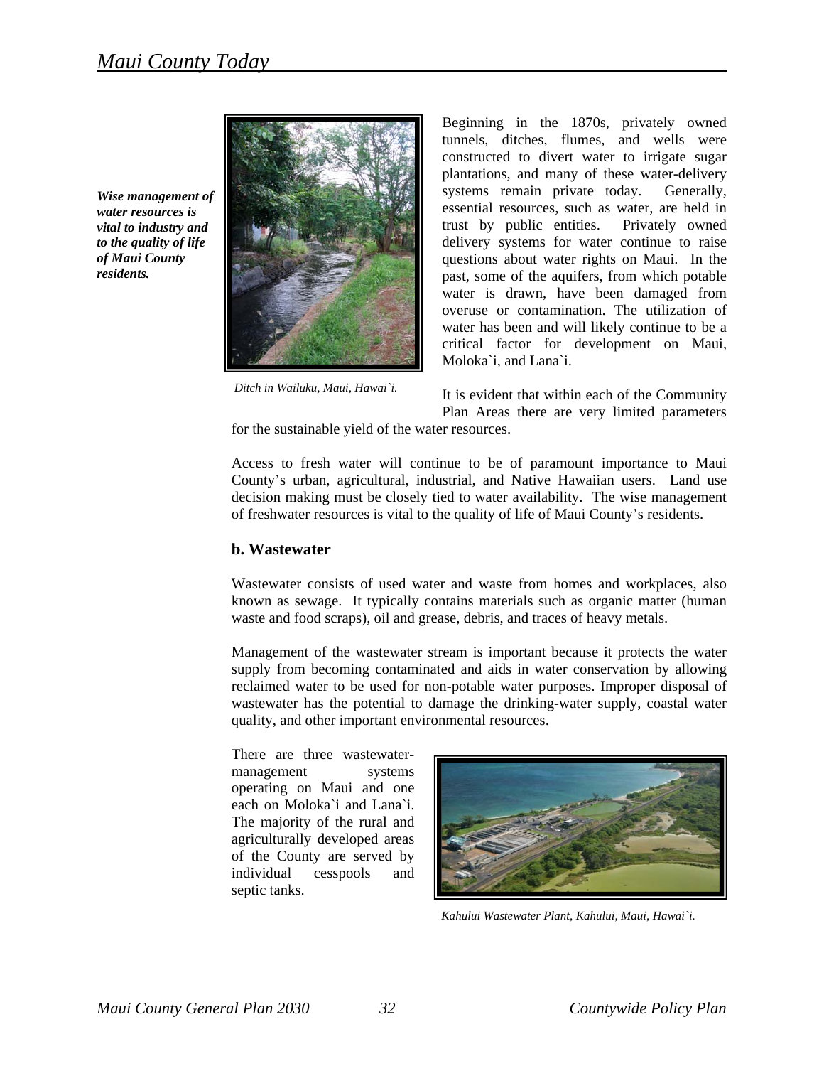*Wise management of water resources is vital to industry and to the quality of life of Maui County residents.*

*Ditch in Wailuku, Maui, Hawai`i.*

Beginning in the 1870s, privately owned tunnels, ditches, flumes, and wells were constructed to divert water to irrigate sugar plantations, and many of these water-delivery systems remain private today. Generally, essential resources, such as water, are held in trust by public entities. Privately owned delivery systems for water continue to raise questions about water rights on Maui. In the past, some of the aquifers, from which potable water is drawn, have been damaged from overuse or contamination. The utilization of water has been and will likely continue to be a critical factor for development on Maui, Moloka`i, and Lana`i.

It is evident that within each of the Community Plan Areas there are very limited parameters for the sustainable yield of the water resources.

Access to fresh water will continue to be of paramount importance to Maui County's urban, agricultural, industrial, and Native Hawaiian users. Land use decision making must be closely tied to water availability. The wise management of freshwater resources is vital to the quality of life of Maui County's residents.

### b. Wastewater

Wastewater consists of used water and waste from homes and workplaces, also known as sewage. It typically contains materials such as organic matter (human waste and food scraps), oil and grease, debris, and traces of heavy metals.

Management of the wastewater stream is important because it protects the water supply from becoming contaminated and aids in water conservation by allowing reclaimed water to be used for non-potable water purposes. Improper disposal of wastewater has the potential to damage the drinking-water supply, coastal water quality, and other important environmental resources.

There are three wastewater-management systems operating on Maui and one each on Moloka`i and Lana`i. The majority of the rural and agriculturally developed areas of the County are served by individual cesspools and septic tanks.

*Kahului Wastewater Plant, Kahului, Maui, Hawai`i.*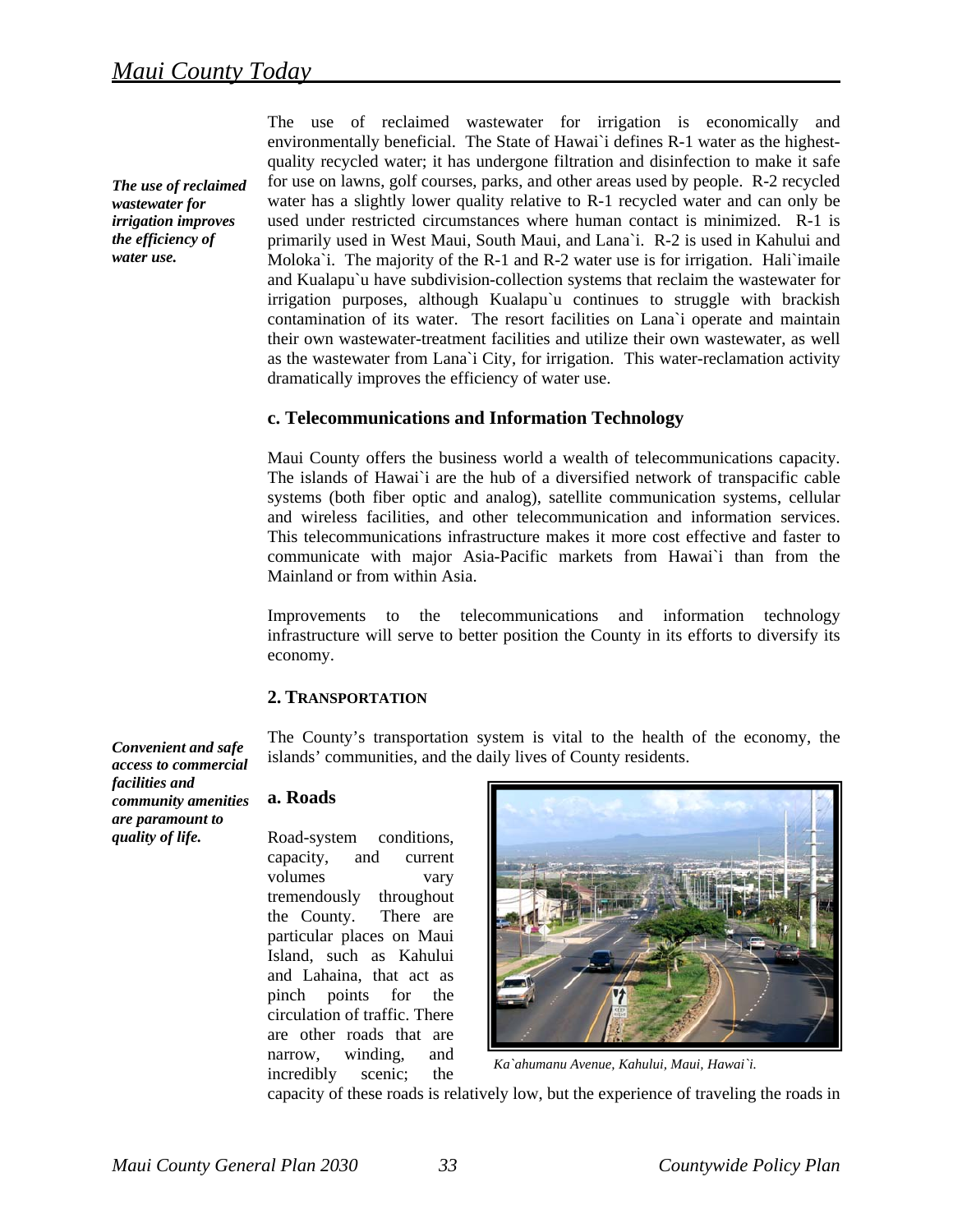*The use of reclaimed wastewater for irrigation improves the efficiency of water use.*

The use of reclaimed wastewater for irrigation is economically and environmentally beneficial. The State of Hawai`i defines R-1 water as the highest-quality recycled water; it has undergone filtration and disinfection to make it safe for use on lawns, golf courses, parks, and other areas used by people. R-2 recycled water has a slightly lower quality relative to R-1 recycled water and can only be used under restricted circumstances where human contact is minimized. R-1 is primarily used in West Maui, South Maui, and Lana`i. R-2 is used in Kahului and Moloka`i. The majority of the R-1 and R-2 water use is for irrigation. Hali`imaile and Kualapu`u have subdivision-collection systems that reclaim the wastewater for irrigation purposes, although Kualapu`u continues to struggle with brackish contamination of its water. The resort facilities on Lana`i operate and maintain their own wastewater-treatment facilities and utilize their own wastewater, as well as the wastewater from Lana`i City, for irrigation. This water-reclamation activity dramatically improves the efficiency of water use.

### c. Telecommunications and Information Technology

Maui County offers the business world a wealth of telecommunications capacity. The islands of Hawai`i are the hub of a diversified network of transpacific cable systems (both fiber optic and analog), satellite communication systems, cellular and wireless facilities, and other telecommunication and information services. This telecommunications infrastructure makes it more cost effective and faster to communicate with major Asia-Pacific markets from Hawai`i than from the Mainland or from within Asia.

Improvements to the telecommunications and information technology infrastructure will serve to better position the County in its efforts to diversify its economy.

## 2. Transportation

*Convenient and safe access to commercial facilities and community amenities are paramount to quality of life.*

The County's transportation system is vital to the health of the economy, the islands' communities, and the daily lives of County residents.

### a. Roads

Road-system conditions, capacity, and current volumes vary tremendously throughout the County. There are particular places on Maui Island, such as Kahului and Lahaina, that act as pinch points for the circulation of traffic. There are other roads that are narrow, winding, and incredibly scenic; the capacity of these roads is relatively low, but the experience of traveling the roads in

*Ka`ahumanu Avenue, Kahului, Maui, Hawai`i.*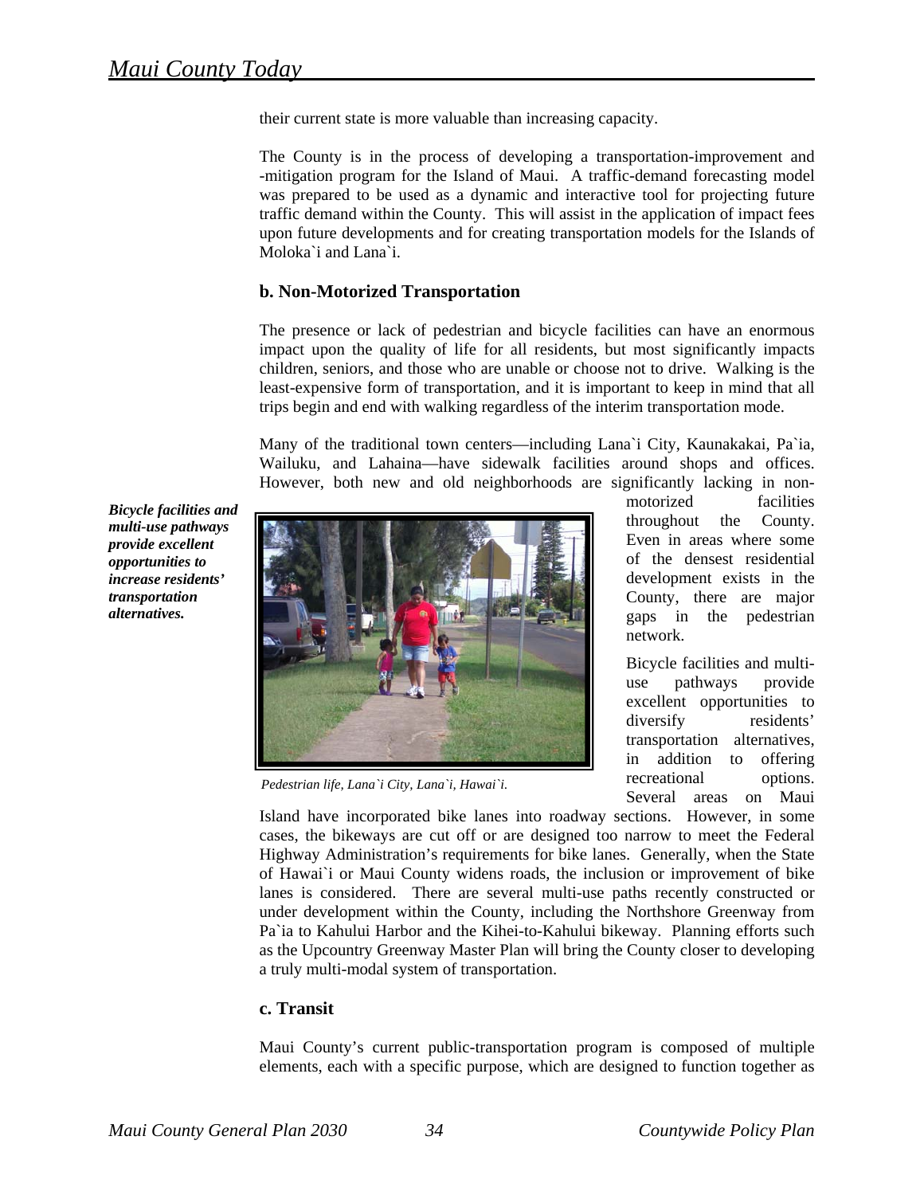their current state is more valuable than increasing capacity.

The County is in the process of developing a transportation-improvement and -mitigation program for the Island of Maui. A traffic-demand forecasting model was prepared to be used as a dynamic and interactive tool for projecting future traffic demand within the County. This will assist in the application of impact fees upon future developments and for creating transportation models for the Islands of Moloka`i and Lana`i.

### b. Non-Motorized Transportation

The presence or lack of pedestrian and bicycle facilities can have an enormous impact upon the quality of life for all residents, but most significantly impacts children, seniors, and those who are unable or choose not to drive. Walking is the least-expensive form of transportation, and it is important to keep in mind that all trips begin and end with walking regardless of the interim transportation mode.

Many of the traditional town centers—including Lana`i City, Kaunakakai, Pa`ia, Wailuku, and Lahaina—have sidewalk facilities around shops and offices. However, both new and old neighborhoods are significantly lacking in non-motorized facilities throughout the County. Even in areas where some of the densest residential development exists in the County, there are major gaps in the pedestrian network.

***Bicycle facilities and multi-use pathways provide excellent opportunities to increase residents' transportation alternatives.***

*Pedestrian life, Lana`i City, Lana`i, Hawai`i.*

Bicycle facilities and multi-use pathways provide excellent opportunities to diversify residents' transportation alternatives, in addition to offering recreational options. Several areas on Maui Island have incorporated bike lanes into roadway sections. However, in some cases, the bikeways are cut off or are designed too narrow to meet the Federal Highway Administration's requirements for bike lanes. Generally, when the State of Hawai`i or Maui County widens roads, the inclusion or improvement of bike lanes is considered. There are several multi-use paths recently constructed or under development within the County, including the Northshore Greenway from Pa`ia to Kahului Harbor and the Kihei-to-Kahului bikeway. Planning efforts such as the Upcountry Greenway Master Plan will bring the County closer to developing a truly multi-modal system of transportation.

### c. Transit

Maui County's current public-transportation program is composed of multiple elements, each with a specific purpose, which are designed to function together as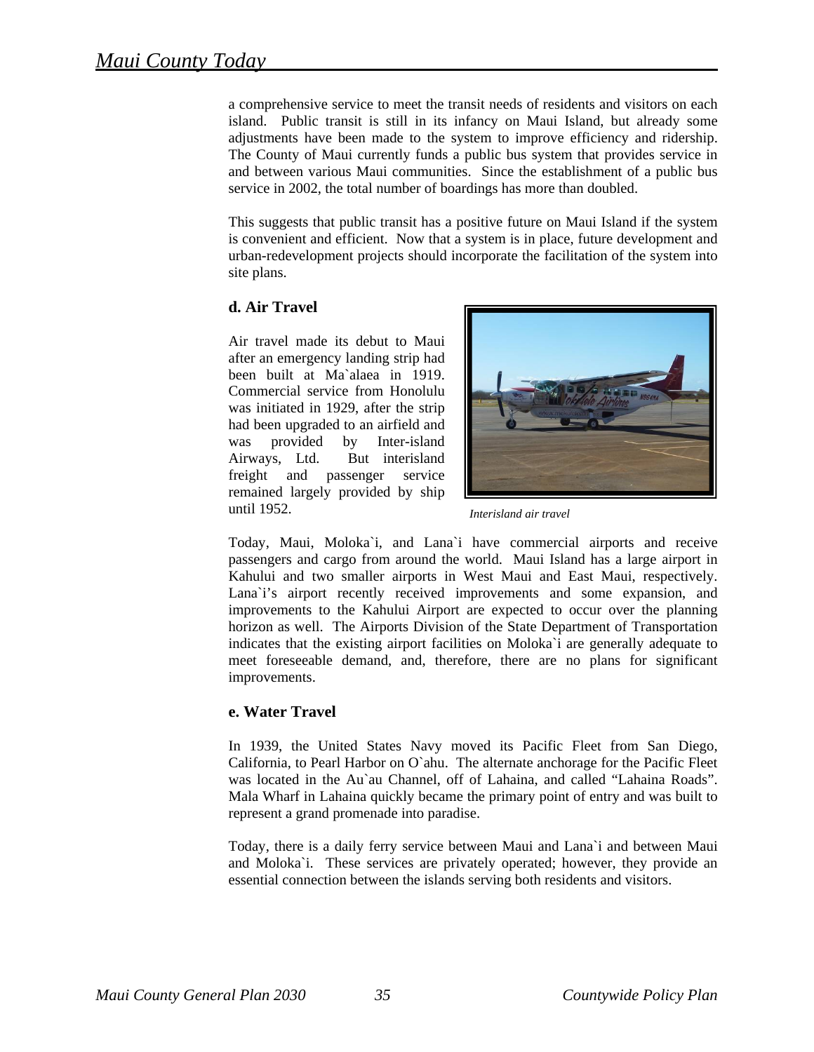a comprehensive service to meet the transit needs of residents and visitors on each island. Public transit is still in its infancy on Maui Island, but already some adjustments have been made to the system to improve efficiency and ridership. The County of Maui currently funds a public bus system that provides service in and between various Maui communities. Since the establishment of a public bus service in 2002, the total number of boardings has more than doubled.

This suggests that public transit has a positive future on Maui Island if the system is convenient and efficient. Now that a system is in place, future development and urban-redevelopment projects should incorporate the facilitation of the system into site plans.

### d. Air Travel

Air travel made its debut to Maui after an emergency landing strip had been built at Ma`alaea in 1919. Commercial service from Honolulu was initiated in 1929, after the strip had been upgraded to an airfield and was provided by Inter-island Airways, Ltd. But interisland freight and passenger service remained largely provided by ship until 1952.

*Interisland air travel*

Today, Maui, Moloka`i, and Lana`i have commercial airports and receive passengers and cargo from around the world. Maui Island has a large airport in Kahului and two smaller airports in West Maui and East Maui, respectively. Lana`i's airport recently received improvements and some expansion, and improvements to the Kahului Airport are expected to occur over the planning horizon as well. The Airports Division of the State Department of Transportation indicates that the existing airport facilities on Moloka`i are generally adequate to meet foreseeable demand, and, therefore, there are no plans for significant improvements.

### e. Water Travel

In 1939, the United States Navy moved its Pacific Fleet from San Diego, California, to Pearl Harbor on O`ahu. The alternate anchorage for the Pacific Fleet was located in the Au`au Channel, off of Lahaina, and called "Lahaina Roads". Mala Wharf in Lahaina quickly became the primary point of entry and was built to represent a grand promenade into paradise.

Today, there is a daily ferry service between Maui and Lana`i and between Maui and Moloka`i. These services are privately operated; however, they provide an essential connection between the islands serving both residents and visitors.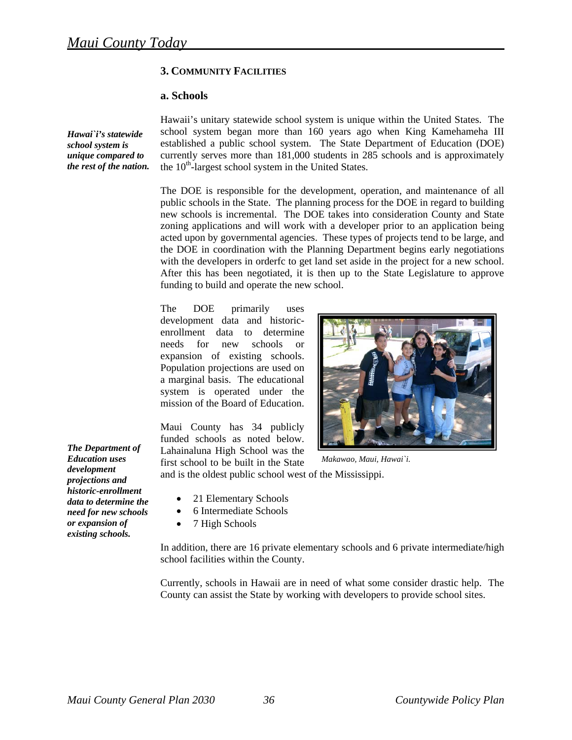### 3. COMMUNITY FACILITIES

#### a. Schools

***Hawai`i's statewide school system is unique compared to the rest of the nation.***

Hawaii's unitary statewide school system is unique within the United States. The school system began more than 160 years ago when King Kamehameha III established a public school system. The State Department of Education (DOE) currently serves more than 181,000 students in 285 schools and is approximately the 10th-largest school system in the United States.

The DOE is responsible for the development, operation, and maintenance of all public schools in the State. The planning process for the DOE in regard to building new schools is incremental. The DOE takes into consideration County and State zoning applications and will work with a developer prior to an application being acted upon by governmental agencies. These types of projects tend to be large, and the DOE in coordination with the Planning Department begins early negotiations with the developers in orderfc to get land set aside in the project for a new school. After this has been negotiated, it is then up to the State Legislature to approve funding to build and operate the new school.

The DOE primarily uses development data and historic-enrollment data to determine needs for new schools or expansion of existing schools. Population projections are used on a marginal basis. The educational system is operated under the mission of the Board of Education.

*Makawao, Maui, Hawai`i.*

***The Department of Education uses development projections and historic-enrollment data to determine the need for new schools or expansion of existing schools.***

Maui County has 34 publicly funded schools as noted below. Lahainaluna High School was the first school to be built in the State and is the oldest public school west of the Mississippi.

- 21 Elementary Schools
- 6 Intermediate Schools
- 7 High Schools

In addition, there are 16 private elementary schools and 6 private intermediate/high school facilities within the County.

Currently, schools in Hawaii are in need of what some consider drastic help. The County can assist the State by working with developers to provide school sites.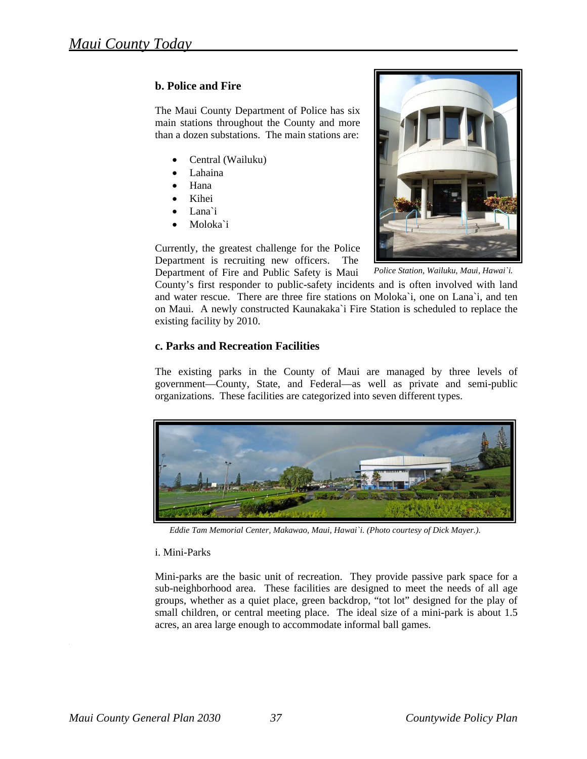### b. Police and Fire

The Maui County Department of Police has six main stations throughout the County and more than a dozen substations. The main stations are:

- Central (Wailuku)
- Lahaina
- Hana
- Kihei
- Lana`i
- Moloka`i

*Police Station, Wailuku, Maui, Hawai`i.*

Currently, the greatest challenge for the Police Department is recruiting new officers. The Department of Fire and Public Safety is Maui County's first responder to public-safety incidents and is often involved with land and water rescue. There are three fire stations on Moloka`i, one on Lana`i, and ten on Maui. A newly constructed Kaunakaka`i Fire Station is scheduled to replace the existing facility by 2010.

### c. Parks and Recreation Facilities

The existing parks in the County of Maui are managed by three levels of government—County, State, and Federal—as well as private and semi-public organizations. These facilities are categorized into seven different types.

*Eddie Tam Memorial Center, Makawao, Maui, Hawai`i. (Photo courtesy of Dick Mayer.).*

i. Mini-Parks

Mini-parks are the basic unit of recreation. They provide passive park space for a sub-neighborhood area. These facilities are designed to meet the needs of all age groups, whether as a quiet place, green backdrop, "tot lot" designed for the play of small children, or central meeting place. The ideal size of a mini-park is about 1.5 acres, an area large enough to accommodate informal ball games.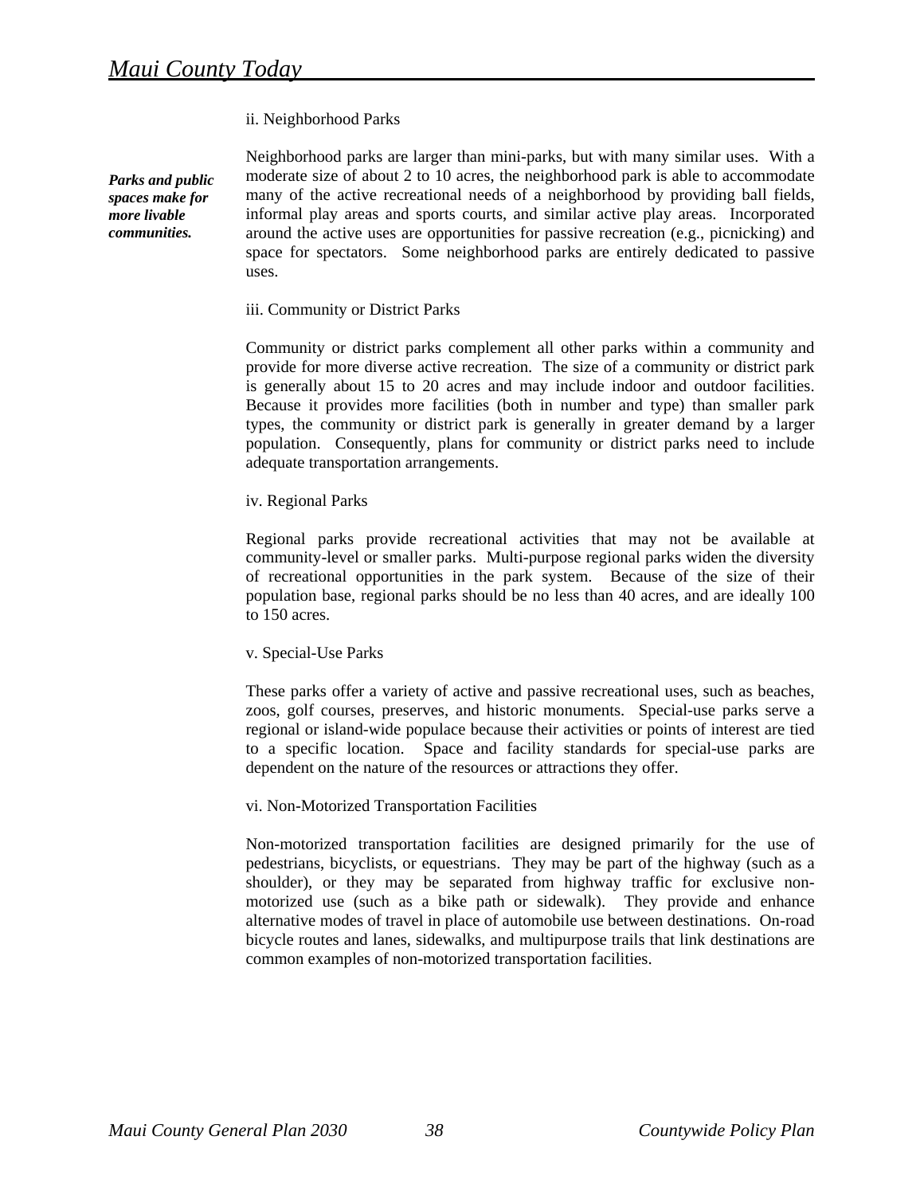ii. Neighborhood Parks

***Parks and public spaces make for more livable communities.***

Neighborhood parks are larger than mini-parks, but with many similar uses. With a moderate size of about 2 to 10 acres, the neighborhood park is able to accommodate many of the active recreational needs of a neighborhood by providing ball fields, informal play areas and sports courts, and similar active play areas. Incorporated around the active uses are opportunities for passive recreation (e.g., picnicking) and space for spectators. Some neighborhood parks are entirely dedicated to passive uses.

iii. Community or District Parks

Community or district parks complement all other parks within a community and provide for more diverse active recreation. The size of a community or district park is generally about 15 to 20 acres and may include indoor and outdoor facilities. Because it provides more facilities (both in number and type) than smaller park types, the community or district park is generally in greater demand by a larger population. Consequently, plans for community or district parks need to include adequate transportation arrangements.

iv. Regional Parks

Regional parks provide recreational activities that may not be available at community-level or smaller parks. Multi-purpose regional parks widen the diversity of recreational opportunities in the park system. Because of the size of their population base, regional parks should be no less than 40 acres, and are ideally 100 to 150 acres.

v. Special-Use Parks

These parks offer a variety of active and passive recreational uses, such as beaches, zoos, golf courses, preserves, and historic monuments. Special-use parks serve a regional or island-wide populace because their activities or points of interest are tied to a specific location. Space and facility standards for special-use parks are dependent on the nature of the resources or attractions they offer.

vi. Non-Motorized Transportation Facilities

Non-motorized transportation facilities are designed primarily for the use of pedestrians, bicyclists, or equestrians. They may be part of the highway (such as a shoulder), or they may be separated from highway traffic for exclusive non-motorized use (such as a bike path or sidewalk). They provide and enhance alternative modes of travel in place of automobile use between destinations. On-road bicycle routes and lanes, sidewalks, and multipurpose trails that link destinations are common examples of non-motorized transportation facilities.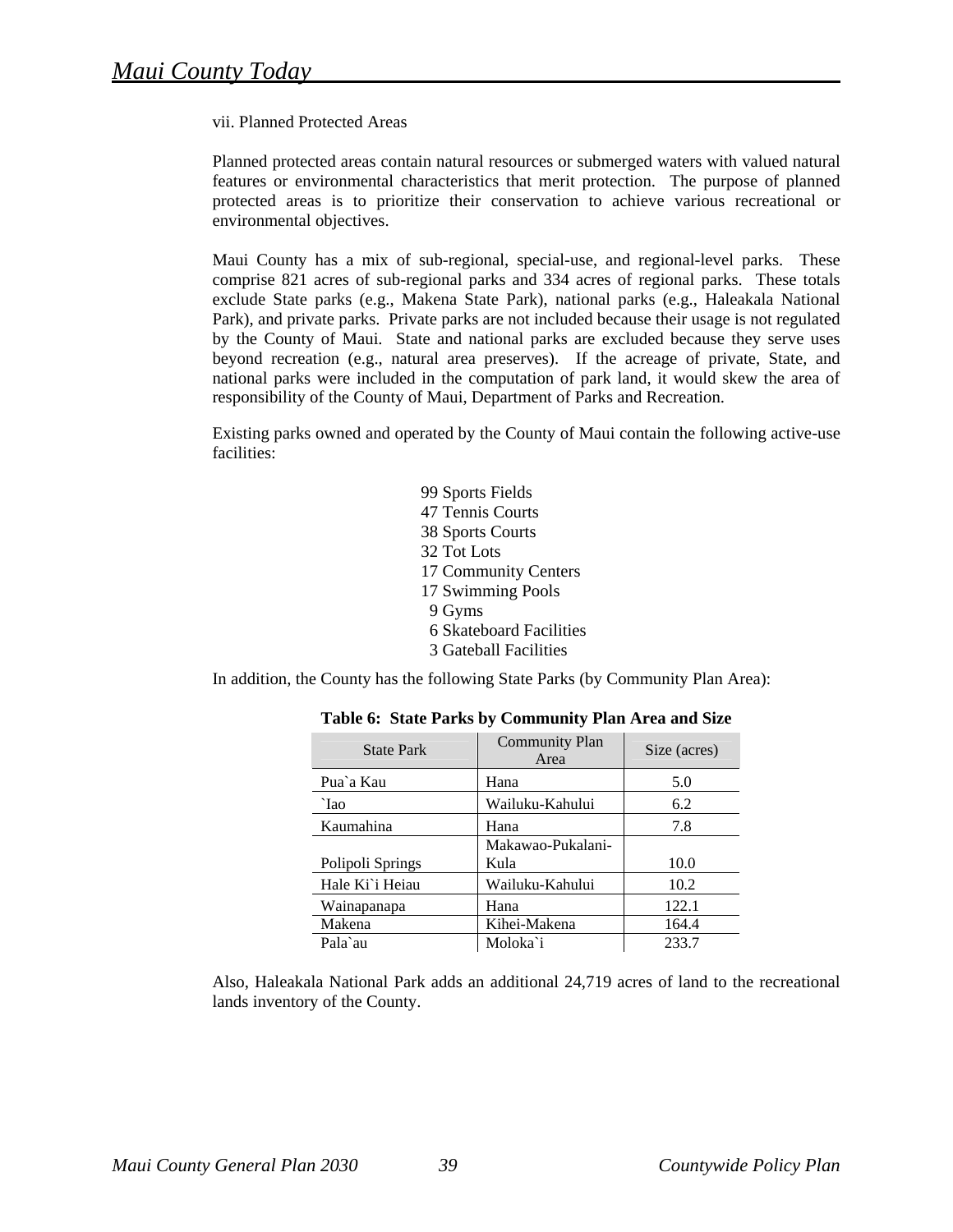vii. Planned Protected Areas

Planned protected areas contain natural resources or submerged waters with valued natural features or environmental characteristics that merit protection. The purpose of planned protected areas is to prioritize their conservation to achieve various recreational or environmental objectives.

Maui County has a mix of sub-regional, special-use, and regional-level parks. These comprise 821 acres of sub-regional parks and 334 acres of regional parks. These totals exclude State parks (e.g., Makena State Park), national parks (e.g., Haleakala National Park), and private parks. Private parks are not included because their usage is not regulated by the County of Maui. State and national parks are excluded because they serve uses beyond recreation (e.g., natural area preserves). If the acreage of private, State, and national parks were included in the computation of park land, it would skew the area of responsibility of the County of Maui, Department of Parks and Recreation.

Existing parks owned and operated by the County of Maui contain the following active-use facilities:

- 99 Sports Fields
- 47 Tennis Courts
- 38 Sports Courts
- 32 Tot Lots
- 17 Community Centers
- 17 Swimming Pools
- 9 Gyms
- 6 Skateboard Facilities
- 3 Gateball Facilities

In addition, the County has the following State Parks (by Community Plan Area):

**Table 6: State Parks by Community Plan Area and Size**

| State Park | Community Plan Area | Size (acres) |
|---|---|---|
| Pua`a Kau | Hana | 5.0 |
| `Iao | Wailuku-Kahului | 6.2 |
| Kaumahina | Hana | 7.8 |
| Polipoli Springs | Makawao-Pukalani-Kula | 10.0 |
| Hale Ki`i Heiau | Wailuku-Kahului | 10.2 |
| Wainapanapa | Hana | 122.1 |
| Makena | Kihei-Makena | 164.4 |
| Pala`au | Moloka`i | 233.7 |

Also, Haleakala National Park adds an additional 24,719 acres of land to the recreational lands inventory of the County.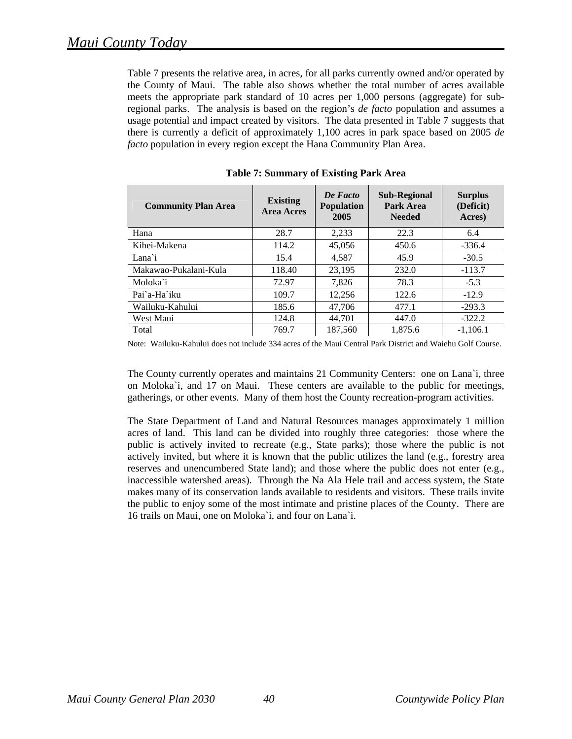Table 7 presents the relative area, in acres, for all parks currently owned and/or operated by the County of Maui. The table also shows whether the total number of acres available meets the appropriate park standard of 10 acres per 1,000 persons (aggregate) for sub-regional parks. The analysis is based on the region's *de facto* population and assumes a usage potential and impact created by visitors. The data presented in Table 7 suggests that there is currently a deficit of approximately 1,100 acres in park space based on 2005 *de facto* population in every region except the Hana Community Plan Area.

**Table 7: Summary of Existing Park Area**

| Community Plan Area | Existing Area Acres | *De Facto* Population 2005 | Sub-Regional Park Area Needed | Surplus (Deficit) Acres) |
|---|---|---|---|---|
| Hana | 28.7 | 2,233 | 22.3 | 6.4 |
| Kihei-Makena | 114.2 | 45,056 | 450.6 | -336.4 |
| Lana`i | 15.4 | 4,587 | 45.9 | -30.5 |
| Makawao-Pukalani-Kula | 118.40 | 23,195 | 232.0 | -113.7 |
| Moloka`i | 72.97 | 7,826 | 78.3 | -5.3 |
| Pai`a-Ha`iku | 109.7 | 12,256 | 122.6 | -12.9 |
| Wailuku-Kahului | 185.6 | 47,706 | 477.1 | -293.3 |
| West Maui | 124.8 | 44,701 | 447.0 | -322.2 |
| Total | 769.7 | 187,560 | 1,875.6 | -1,106.1 |

Note: Wailuku-Kahului does not include 334 acres of the Maui Central Park District and Waiehu Golf Course.

The County currently operates and maintains 21 Community Centers: one on Lana`i, three on Moloka`i, and 17 on Maui. These centers are available to the public for meetings, gatherings, or other events. Many of them host the County recreation-program activities.

The State Department of Land and Natural Resources manages approximately 1 million acres of land. This land can be divided into roughly three categories: those where the public is actively invited to recreate (e.g., State parks); those where the public is not actively invited, but where it is known that the public utilizes the land (e.g., forestry area reserves and unencumbered State land); and those where the public does not enter (e.g., inaccessible watershed areas). Through the Na Ala Hele trail and access system, the State makes many of its conservation lands available to residents and visitors. These trails invite the public to enjoy some of the most intimate and pristine places of the County. There are 16 trails on Maui, one on Moloka`i, and four on Lana`i.